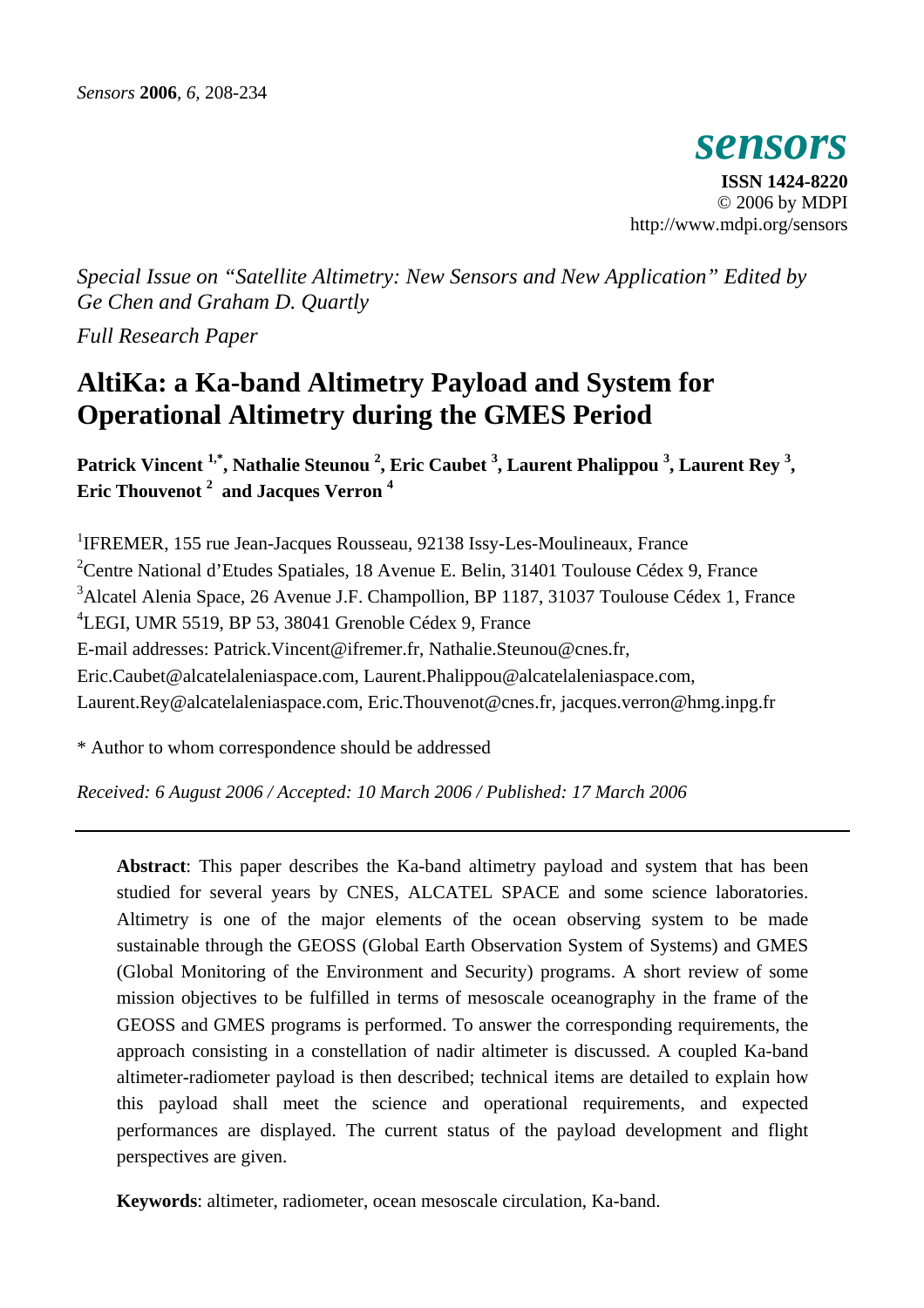*Special Issue on "Satellite Altimetry: New Sensors and New Application" Edited by Ge Chen and Graham D. Quartly*

*Full Research Paper*

# AltiKa: a Ka-band Altimetry Payload and System for Operational Altimetry during the GMES Period

**Patrick Vincent [1,*], Nathalie Steunou [2], Eric Caubet [3], Laurent Phalippou [3], Laurent Rey [3], Eric Thouvenot [2] and Jacques Verron [4]**

[1] IFREMER, 155 rue Jean-Jacques Rousseau, 92138 Issy-Les-Moulineaux, France
[2] Centre National d'Etudes Spatiales, 18 Avenue E. Belin, 31401 Toulouse Cédex 9, France
[3] Alcatel Alenia Space, 26 Avenue J.F. Champollion, BP 1187, 31037 Toulouse Cédex 1, France
[4] LEGI, UMR 5519, BP 53, 38041 Grenoble Cédex 9, France
E-mail addresses: Patrick.Vincent@ifremer.fr, Nathalie.Steunou@cnes.fr, Eric.Caubet@alcatelaleniaspace.com, Laurent.Phalippou@alcatelaleniaspace.com, Laurent.Rey@alcatelaleniaspace.com, Eric.Thouvenot@cnes.fr, jacques.verron@hmg.inpg.fr

\* Author to whom correspondence should be addressed

*Received: 6 August 2006 / Accepted: 10 March 2006 / Published: 17 March 2006*

---

**Abstract**: This paper describes the Ka-band altimetry payload and system that has been studied for several years by CNES, ALCATEL SPACE and some science laboratories. Altimetry is one of the major elements of the ocean observing system to be made sustainable through the GEOSS (Global Earth Observation System of Systems) and GMES (Global Monitoring of the Environment and Security) programs. A short review of some mission objectives to be fulfilled in terms of mesoscale oceanography in the frame of the GEOSS and GMES programs is performed. To answer the corresponding requirements, the approach consisting in a constellation of nadir altimeter is discussed. A coupled Ka-band altimeter-radiometer payload is then described; technical items are detailed to explain how this payload shall meet the science and operational requirements, and expected performances are displayed. The current status of the payload development and flight perspectives are given.

**Keywords**: altimeter, radiometer, ocean mesoscale circulation, Ka-band.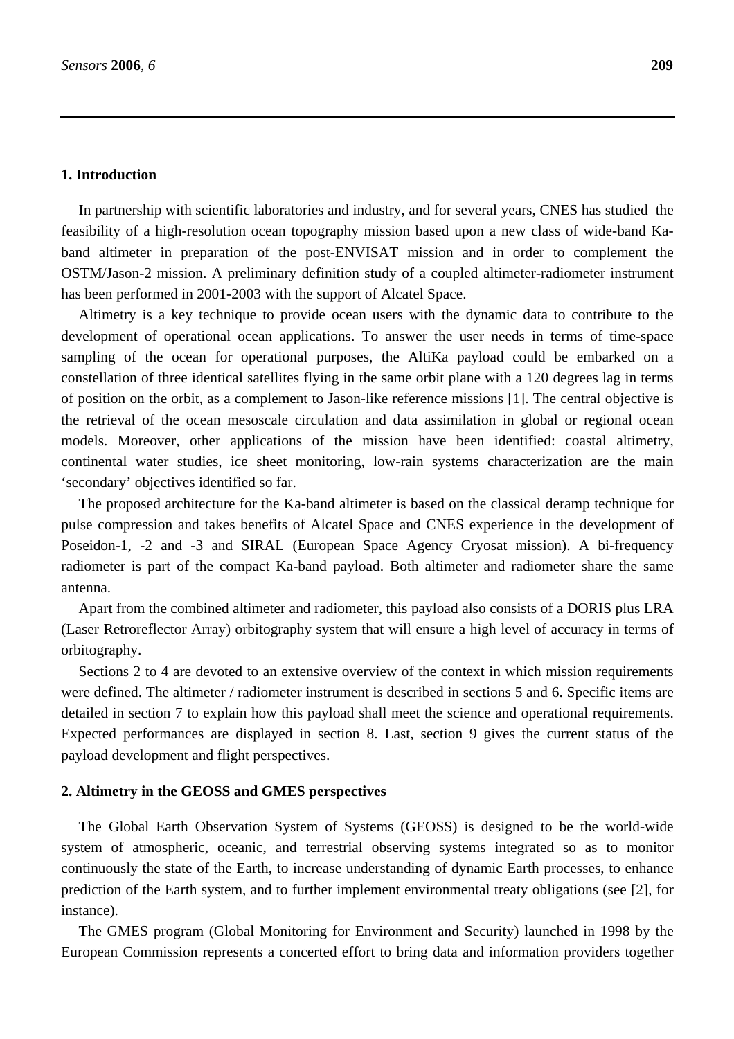## 1. Introduction

In partnership with scientific laboratories and industry, and for several years, CNES has studied the feasibility of a high-resolution ocean topography mission based upon a new class of wide-band Ka-band altimeter in preparation of the post-ENVISAT mission and in order to complement the OSTM/Jason-2 mission. A preliminary definition study of a coupled altimeter-radiometer instrument has been performed in 2001-2003 with the support of Alcatel Space.

Altimetry is a key technique to provide ocean users with the dynamic data to contribute to the development of operational ocean applications. To answer the user needs in terms of time-space sampling of the ocean for operational purposes, the AltiKa payload could be embarked on a constellation of three identical satellites flying in the same orbit plane with a 120 degrees lag in terms of position on the orbit, as a complement to Jason-like reference missions [1]. The central objective is the retrieval of the ocean mesoscale circulation and data assimilation in global or regional ocean models. Moreover, other applications of the mission have been identified: coastal altimetry, continental water studies, ice sheet monitoring, low-rain systems characterization are the main 'secondary' objectives identified so far.

The proposed architecture for the Ka-band altimeter is based on the classical deramp technique for pulse compression and takes benefits of Alcatel Space and CNES experience in the development of Poseidon-1, -2 and -3 and SIRAL (European Space Agency Cryosat mission). A bi-frequency radiometer is part of the compact Ka-band payload. Both altimeter and radiometer share the same antenna.

Apart from the combined altimeter and radiometer, this payload also consists of a DORIS plus LRA (Laser Retroreflector Array) orbitography system that will ensure a high level of accuracy in terms of orbitography.

Sections 2 to 4 are devoted to an extensive overview of the context in which mission requirements were defined. The altimeter / radiometer instrument is described in sections 5 and 6. Specific items are detailed in section 7 to explain how this payload shall meet the science and operational requirements. Expected performances are displayed in section 8. Last, section 9 gives the current status of the payload development and flight perspectives.

## 2. Altimetry in the GEOSS and GMES perspectives

The Global Earth Observation System of Systems (GEOSS) is designed to be the world-wide system of atmospheric, oceanic, and terrestrial observing systems integrated so as to monitor continuously the state of the Earth, to increase understanding of dynamic Earth processes, to enhance prediction of the Earth system, and to further implement environmental treaty obligations (see [2], for instance).

The GMES program (Global Monitoring for Environment and Security) launched in 1998 by the European Commission represents a concerted effort to bring data and information providers together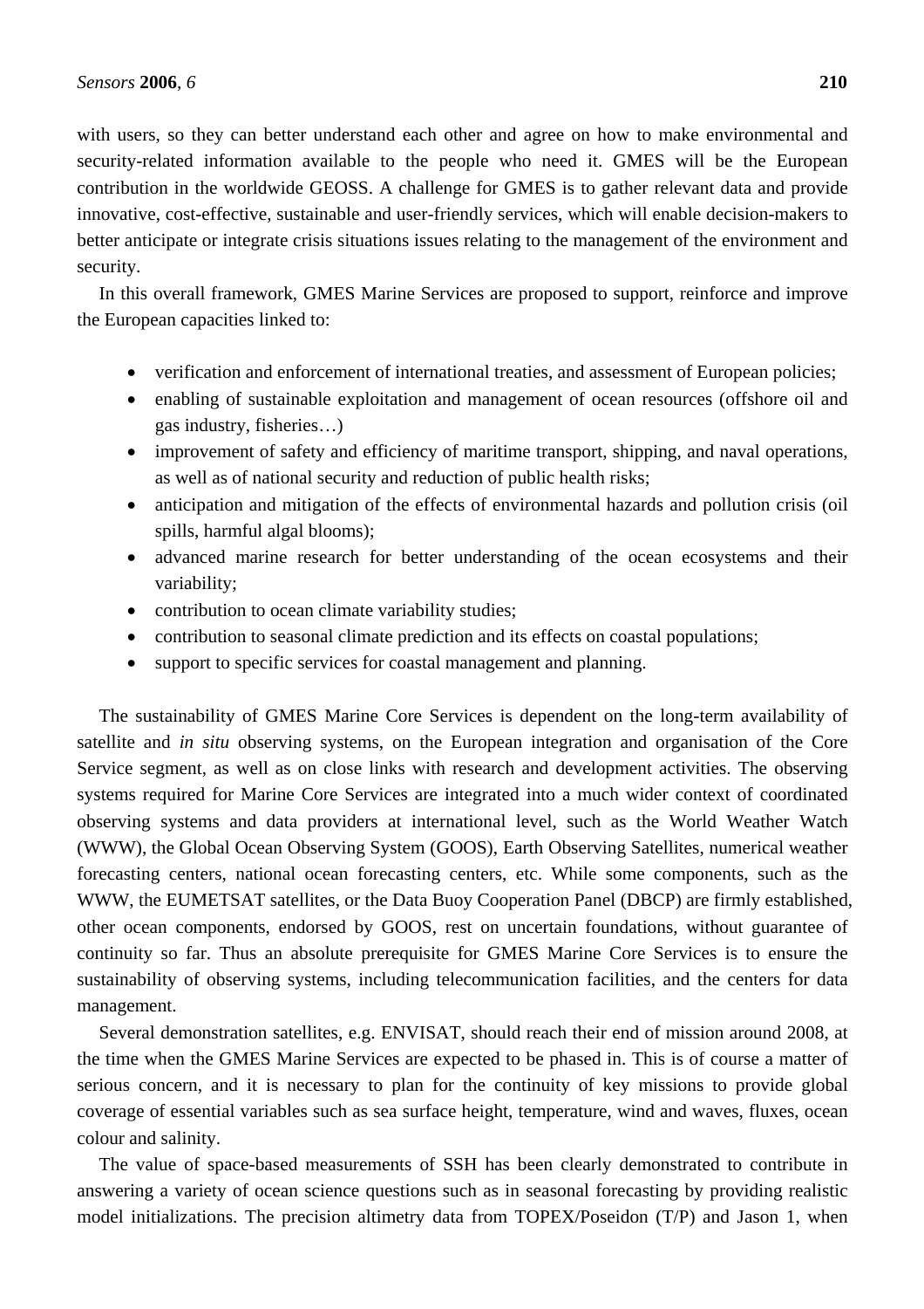with users, so they can better understand each other and agree on how to make environmental and security-related information available to the people who need it. GMES will be the European contribution in the worldwide GEOSS. A challenge for GMES is to gather relevant data and provide innovative, cost-effective, sustainable and user-friendly services, which will enable decision-makers to better anticipate or integrate crisis situations issues relating to the management of the environment and security.

In this overall framework, GMES Marine Services are proposed to support, reinforce and improve the European capacities linked to:

- verification and enforcement of international treaties, and assessment of European policies;
- enabling of sustainable exploitation and management of ocean resources (offshore oil and gas industry, fisheries…)
- improvement of safety and efficiency of maritime transport, shipping, and naval operations, as well as of national security and reduction of public health risks;
- anticipation and mitigation of the effects of environmental hazards and pollution crisis (oil spills, harmful algal blooms);
- advanced marine research for better understanding of the ocean ecosystems and their variability;
- contribution to ocean climate variability studies;
- contribution to seasonal climate prediction and its effects on coastal populations;
- support to specific services for coastal management and planning.

The sustainability of GMES Marine Core Services is dependent on the long-term availability of satellite and *in situ* observing systems, on the European integration and organisation of the Core Service segment, as well as on close links with research and development activities. The observing systems required for Marine Core Services are integrated into a much wider context of coordinated observing systems and data providers at international level, such as the World Weather Watch (WWW), the Global Ocean Observing System (GOOS), Earth Observing Satellites, numerical weather forecasting centers, national ocean forecasting centers, etc. While some components, such as the WWW, the EUMETSAT satellites, or the Data Buoy Cooperation Panel (DBCP) are firmly established, other ocean components, endorsed by GOOS, rest on uncertain foundations, without guarantee of continuity so far. Thus an absolute prerequisite for GMES Marine Core Services is to ensure the sustainability of observing systems, including telecommunication facilities, and the centers for data management.

Several demonstration satellites, e.g. ENVISAT, should reach their end of mission around 2008, at the time when the GMES Marine Services are expected to be phased in. This is of course a matter of serious concern, and it is necessary to plan for the continuity of key missions to provide global coverage of essential variables such as sea surface height, temperature, wind and waves, fluxes, ocean colour and salinity.

The value of space-based measurements of SSH has been clearly demonstrated to contribute in answering a variety of ocean science questions such as in seasonal forecasting by providing realistic model initializations. The precision altimetry data from TOPEX/Poseidon (T/P) and Jason 1, when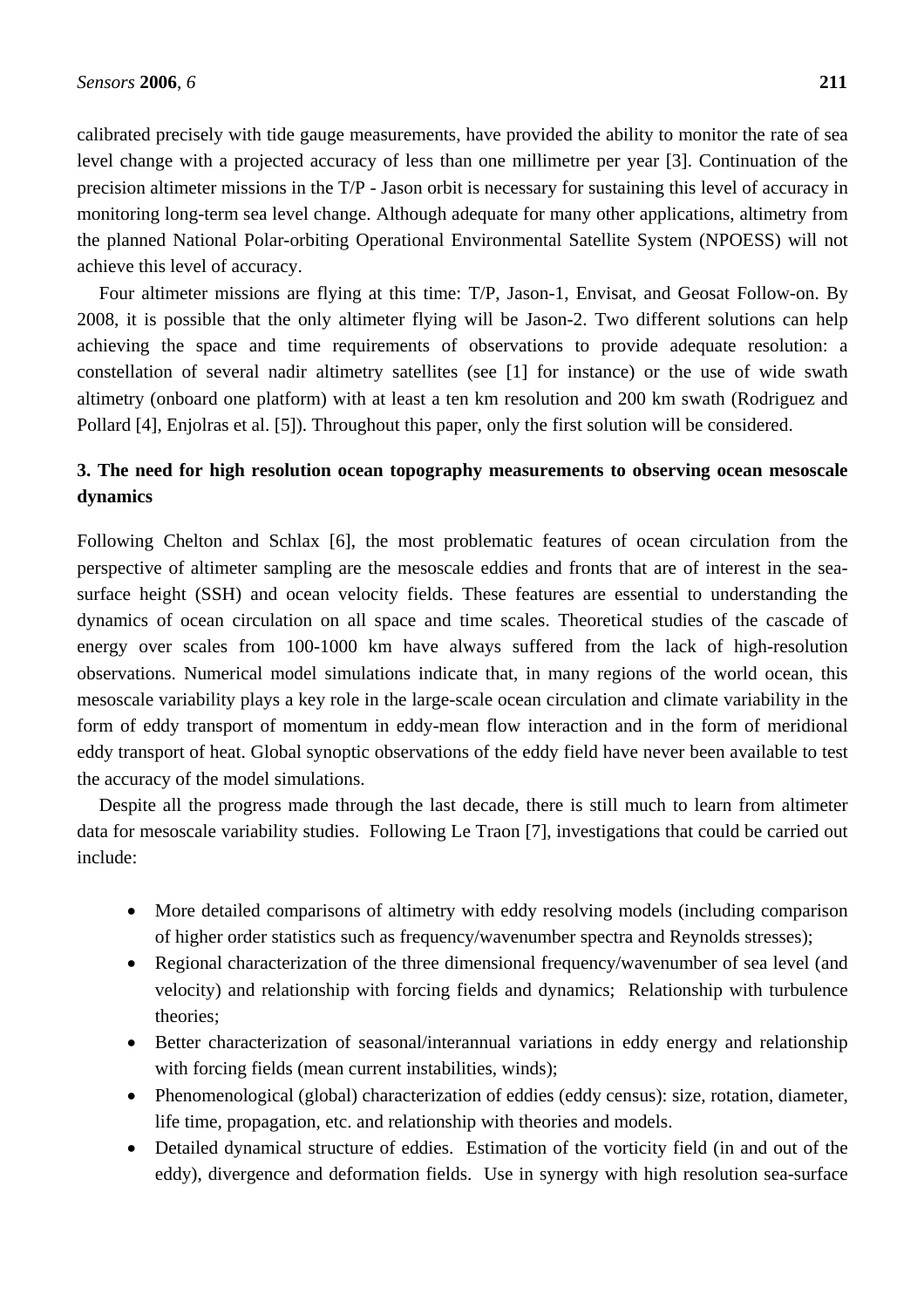calibrated precisely with tide gauge measurements, have provided the ability to monitor the rate of sea level change with a projected accuracy of less than one millimetre per year [3]. Continuation of the precision altimeter missions in the T/P - Jason orbit is necessary for sustaining this level of accuracy in monitoring long-term sea level change. Although adequate for many other applications, altimetry from the planned National Polar-orbiting Operational Environmental Satellite System (NPOESS) will not achieve this level of accuracy.

Four altimeter missions are flying at this time: T/P, Jason-1, Envisat, and Geosat Follow-on. By 2008, it is possible that the only altimeter flying will be Jason-2. Two different solutions can help achieving the space and time requirements of observations to provide adequate resolution: a constellation of several nadir altimetry satellites (see [1] for instance) or the use of wide swath altimetry (onboard one platform) with at least a ten km resolution and 200 km swath (Rodriguez and Pollard [4], Enjolras et al. [5]). Throughout this paper, only the first solution will be considered.

## 3. The need for high resolution ocean topography measurements to observing ocean mesoscale dynamics

Following Chelton and Schlax [6], the most problematic features of ocean circulation from the perspective of altimeter sampling are the mesoscale eddies and fronts that are of interest in the sea-surface height (SSH) and ocean velocity fields. These features are essential to understanding the dynamics of ocean circulation on all space and time scales. Theoretical studies of the cascade of energy over scales from 100-1000 km have always suffered from the lack of high-resolution observations. Numerical model simulations indicate that, in many regions of the world ocean, this mesoscale variability plays a key role in the large-scale ocean circulation and climate variability in the form of eddy transport of momentum in eddy-mean flow interaction and in the form of meridional eddy transport of heat. Global synoptic observations of the eddy field have never been available to test the accuracy of the model simulations.

Despite all the progress made through the last decade, there is still much to learn from altimeter data for mesoscale variability studies. Following Le Traon [7], investigations that could be carried out include:

- More detailed comparisons of altimetry with eddy resolving models (including comparison of higher order statistics such as frequency/wavenumber spectra and Reynolds stresses);
- Regional characterization of the three dimensional frequency/wavenumber of sea level (and velocity) and relationship with forcing fields and dynamics; Relationship with turbulence theories;
- Better characterization of seasonal/interannual variations in eddy energy and relationship with forcing fields (mean current instabilities, winds);
- Phenomenological (global) characterization of eddies (eddy census): size, rotation, diameter, life time, propagation, etc. and relationship with theories and models.
- Detailed dynamical structure of eddies. Estimation of the vorticity field (in and out of the eddy), divergence and deformation fields. Use in synergy with high resolution sea-surface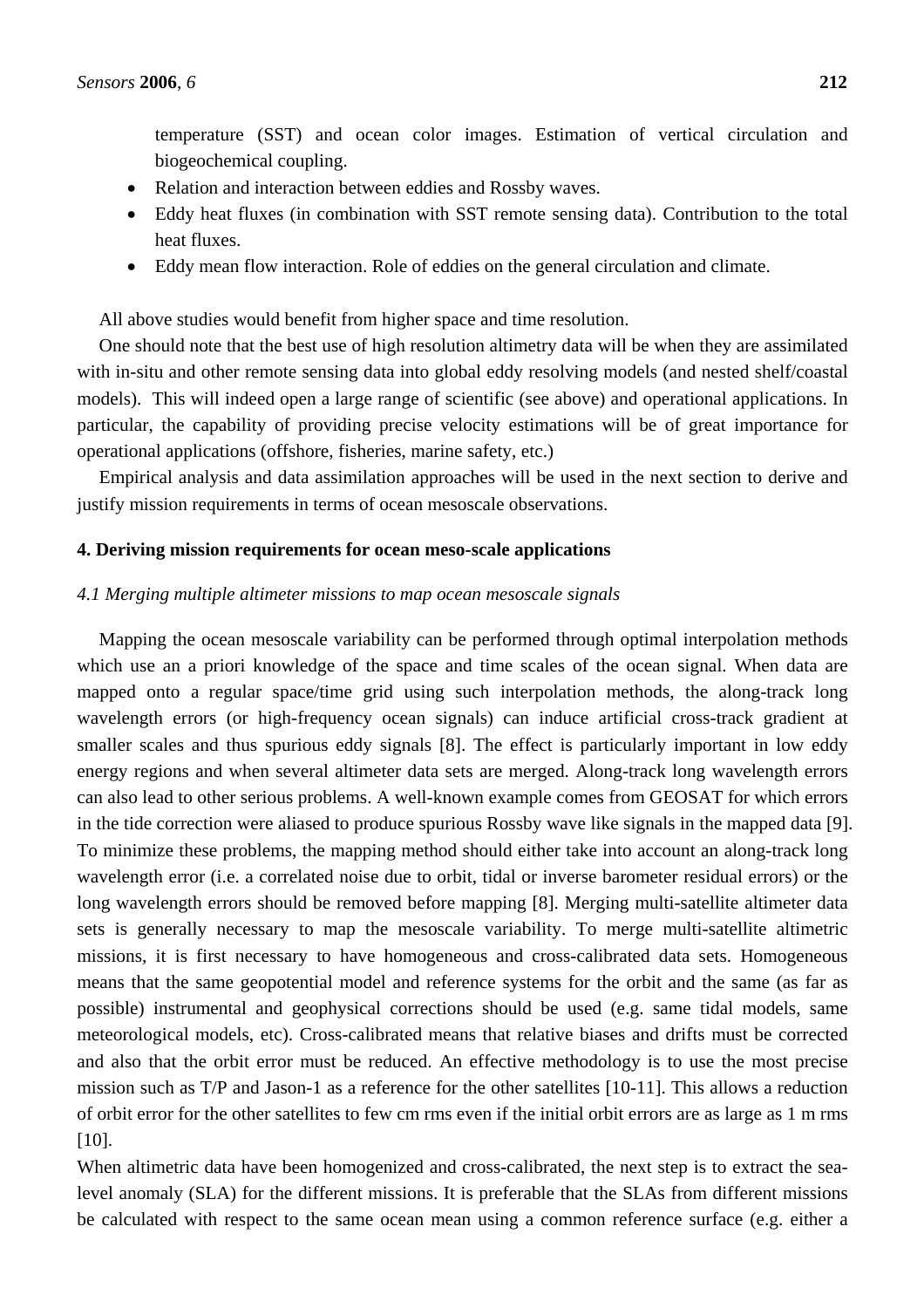temperature (SST) and ocean color images. Estimation of vertical circulation and biogeochemical coupling.

- Relation and interaction between eddies and Rossby waves.
- Eddy heat fluxes (in combination with SST remote sensing data). Contribution to the total heat fluxes.
- Eddy mean flow interaction. Role of eddies on the general circulation and climate.

All above studies would benefit from higher space and time resolution.

One should note that the best use of high resolution altimetry data will be when they are assimilated with in-situ and other remote sensing data into global eddy resolving models (and nested shelf/coastal models). This will indeed open a large range of scientific (see above) and operational applications. In particular, the capability of providing precise velocity estimations will be of great importance for operational applications (offshore, fisheries, marine safety, etc.)

Empirical analysis and data assimilation approaches will be used in the next section to derive and justify mission requirements in terms of ocean mesoscale observations.

## 4. Deriving mission requirements for ocean meso-scale applications

### *4.1 Merging multiple altimeter missions to map ocean mesoscale signals*

Mapping the ocean mesoscale variability can be performed through optimal interpolation methods which use an a priori knowledge of the space and time scales of the ocean signal. When data are mapped onto a regular space/time grid using such interpolation methods, the along-track long wavelength errors (or high-frequency ocean signals) can induce artificial cross-track gradient at smaller scales and thus spurious eddy signals [8]. The effect is particularly important in low eddy energy regions and when several altimeter data sets are merged. Along-track long wavelength errors can also lead to other serious problems. A well-known example comes from GEOSAT for which errors in the tide correction were aliased to produce spurious Rossby wave like signals in the mapped data [9]. To minimize these problems, the mapping method should either take into account an along-track long wavelength error (i.e. a correlated noise due to orbit, tidal or inverse barometer residual errors) or the long wavelength errors should be removed before mapping [8]. Merging multi-satellite altimeter data sets is generally necessary to map the mesoscale variability. To merge multi-satellite altimetric missions, it is first necessary to have homogeneous and cross-calibrated data sets. Homogeneous means that the same geopotential model and reference systems for the orbit and the same (as far as possible) instrumental and geophysical corrections should be used (e.g. same tidal models, same meteorological models, etc). Cross-calibrated means that relative biases and drifts must be corrected and also that the orbit error must be reduced. An effective methodology is to use the most precise mission such as T/P and Jason-1 as a reference for the other satellites [10-11]. This allows a reduction of orbit error for the other satellites to few cm rms even if the initial orbit errors are as large as 1 m rms [10].

When altimetric data have been homogenized and cross-calibrated, the next step is to extract the sea-level anomaly (SLA) for the different missions. It is preferable that the SLAs from different missions be calculated with respect to the same ocean mean using a common reference surface (e.g. either a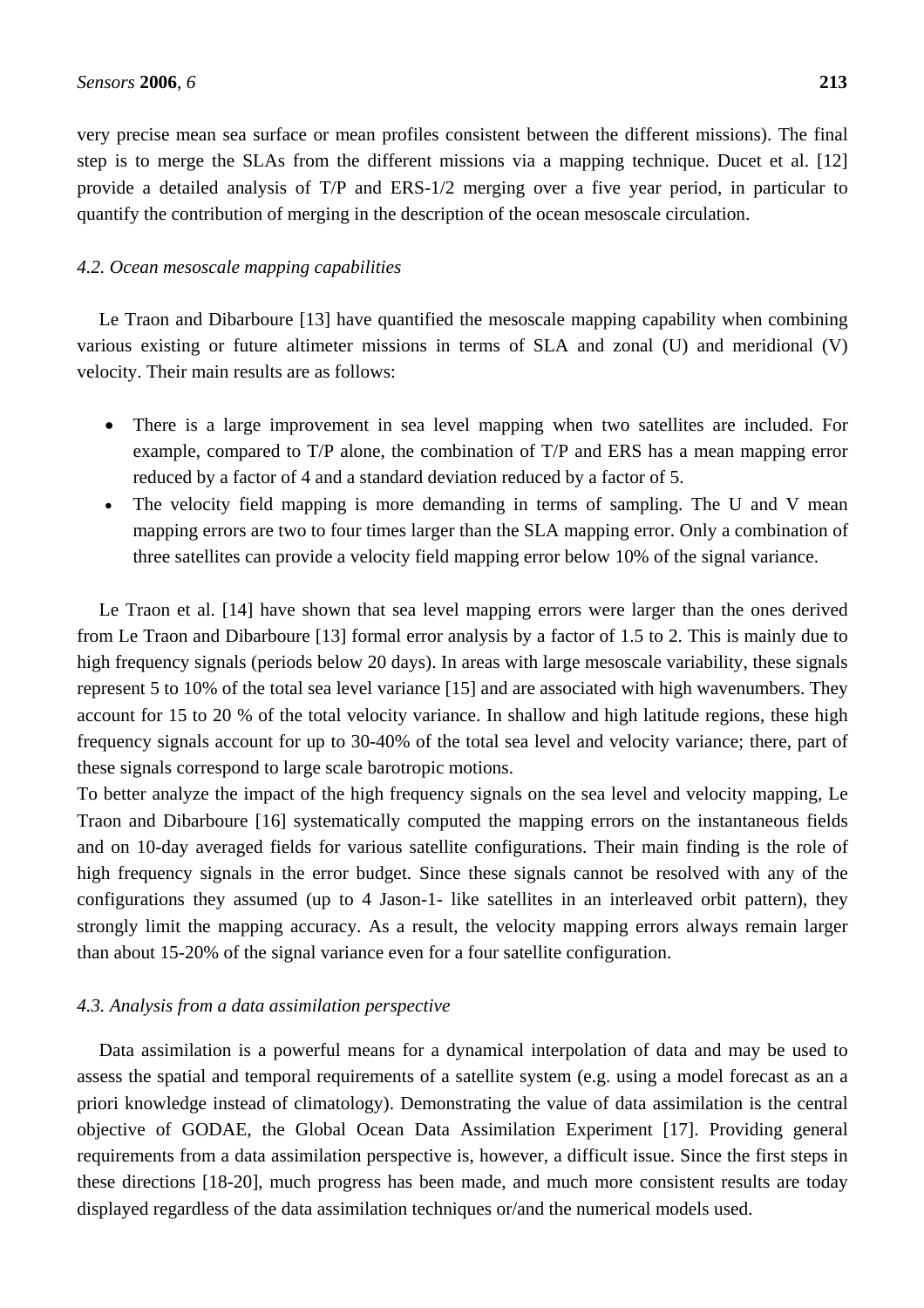very precise mean sea surface or mean profiles consistent between the different missions). The final step is to merge the SLAs from the different missions via a mapping technique. Ducet et al. [12] provide a detailed analysis of T/P and ERS-1/2 merging over a five year period, in particular to quantify the contribution of merging in the description of the ocean mesoscale circulation.

### *4.2. Ocean mesoscale mapping capabilities*

Le Traon and Dibarboure [13] have quantified the mesoscale mapping capability when combining various existing or future altimeter missions in terms of SLA and zonal (U) and meridional (V) velocity. Their main results are as follows:

- There is a large improvement in sea level mapping when two satellites are included. For example, compared to T/P alone, the combination of T/P and ERS has a mean mapping error reduced by a factor of 4 and a standard deviation reduced by a factor of 5.
- The velocity field mapping is more demanding in terms of sampling. The U and V mean mapping errors are two to four times larger than the SLA mapping error. Only a combination of three satellites can provide a velocity field mapping error below 10% of the signal variance.

Le Traon et al. [14] have shown that sea level mapping errors were larger than the ones derived from Le Traon and Dibarboure [13] formal error analysis by a factor of 1.5 to 2. This is mainly due to high frequency signals (periods below 20 days). In areas with large mesoscale variability, these signals represent 5 to 10% of the total sea level variance [15] and are associated with high wavenumbers. They account for 15 to 20 % of the total velocity variance. In shallow and high latitude regions, these high frequency signals account for up to 30-40% of the total sea level and velocity variance; there, part of these signals correspond to large scale barotropic motions.

To better analyze the impact of the high frequency signals on the sea level and velocity mapping, Le Traon and Dibarboure [16] systematically computed the mapping errors on the instantaneous fields and on 10-day averaged fields for various satellite configurations. Their main finding is the role of high frequency signals in the error budget. Since these signals cannot be resolved with any of the configurations they assumed (up to 4 Jason-1- like satellites in an interleaved orbit pattern), they strongly limit the mapping accuracy. As a result, the velocity mapping errors always remain larger than about 15-20% of the signal variance even for a four satellite configuration.

### *4.3. Analysis from a data assimilation perspective*

Data assimilation is a powerful means for a dynamical interpolation of data and may be used to assess the spatial and temporal requirements of a satellite system (e.g. using a model forecast as an a priori knowledge instead of climatology). Demonstrating the value of data assimilation is the central objective of GODAE, the Global Ocean Data Assimilation Experiment [17]. Providing general requirements from a data assimilation perspective is, however, a difficult issue. Since the first steps in these directions [18-20], much progress has been made, and much more consistent results are today displayed regardless of the data assimilation techniques or/and the numerical models used.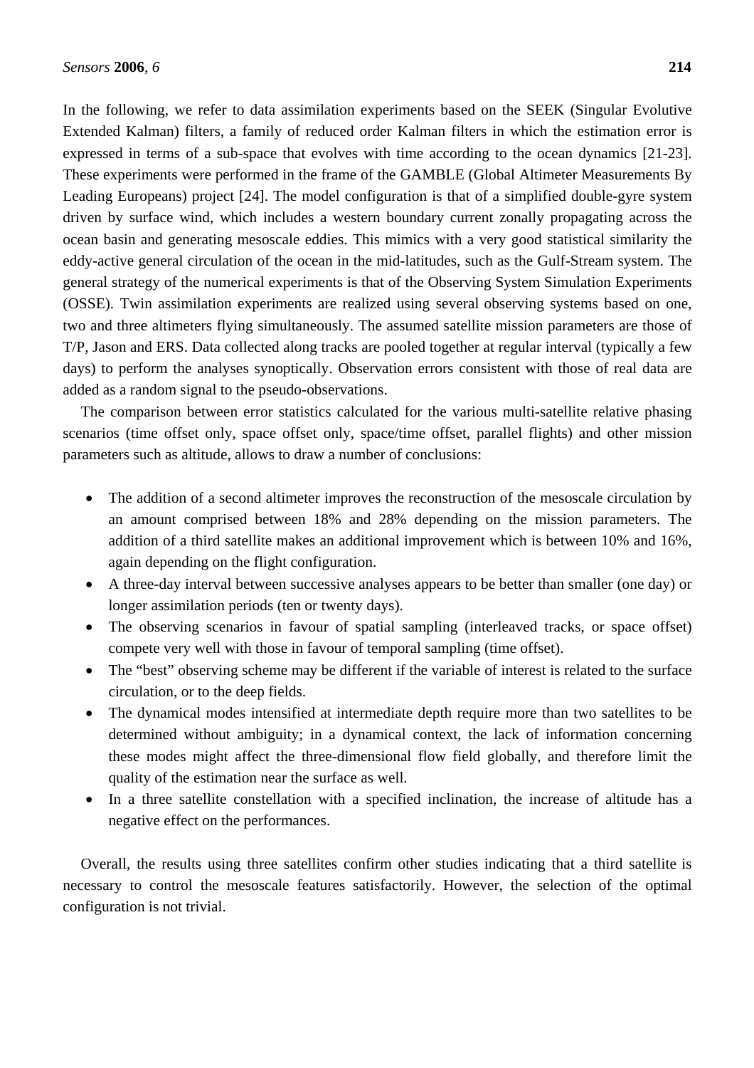In the following, we refer to data assimilation experiments based on the SEEK (Singular Evolutive Extended Kalman) filters, a family of reduced order Kalman filters in which the estimation error is expressed in terms of a sub-space that evolves with time according to the ocean dynamics [21-23]. These experiments were performed in the frame of the GAMBLE (Global Altimeter Measurements By Leading Europeans) project [24]. The model configuration is that of a simplified double-gyre system driven by surface wind, which includes a western boundary current zonally propagating across the ocean basin and generating mesoscale eddies. This mimics with a very good statistical similarity the eddy-active general circulation of the ocean in the mid-latitudes, such as the Gulf-Stream system. The general strategy of the numerical experiments is that of the Observing System Simulation Experiments (OSSE). Twin assimilation experiments are realized using several observing systems based on one, two and three altimeters flying simultaneously. The assumed satellite mission parameters are those of T/P, Jason and ERS. Data collected along tracks are pooled together at regular interval (typically a few days) to perform the analyses synoptically. Observation errors consistent with those of real data are added as a random signal to the pseudo-observations.

The comparison between error statistics calculated for the various multi-satellite relative phasing scenarios (time offset only, space offset only, space/time offset, parallel flights) and other mission parameters such as altitude, allows to draw a number of conclusions:

- The addition of a second altimeter improves the reconstruction of the mesoscale circulation by an amount comprised between 18% and 28% depending on the mission parameters. The addition of a third satellite makes an additional improvement which is between 10% and 16%, again depending on the flight configuration.
- A three-day interval between successive analyses appears to be better than smaller (one day) or longer assimilation periods (ten or twenty days).
- The observing scenarios in favour of spatial sampling (interleaved tracks, or space offset) compete very well with those in favour of temporal sampling (time offset).
- The "best" observing scheme may be different if the variable of interest is related to the surface circulation, or to the deep fields.
- The dynamical modes intensified at intermediate depth require more than two satellites to be determined without ambiguity; in a dynamical context, the lack of information concerning these modes might affect the three-dimensional flow field globally, and therefore limit the quality of the estimation near the surface as well.
- In a three satellite constellation with a specified inclination, the increase of altitude has a negative effect on the performances.

Overall, the results using three satellites confirm other studies indicating that a third satellite is necessary to control the mesoscale features satisfactorily. However, the selection of the optimal configuration is not trivial.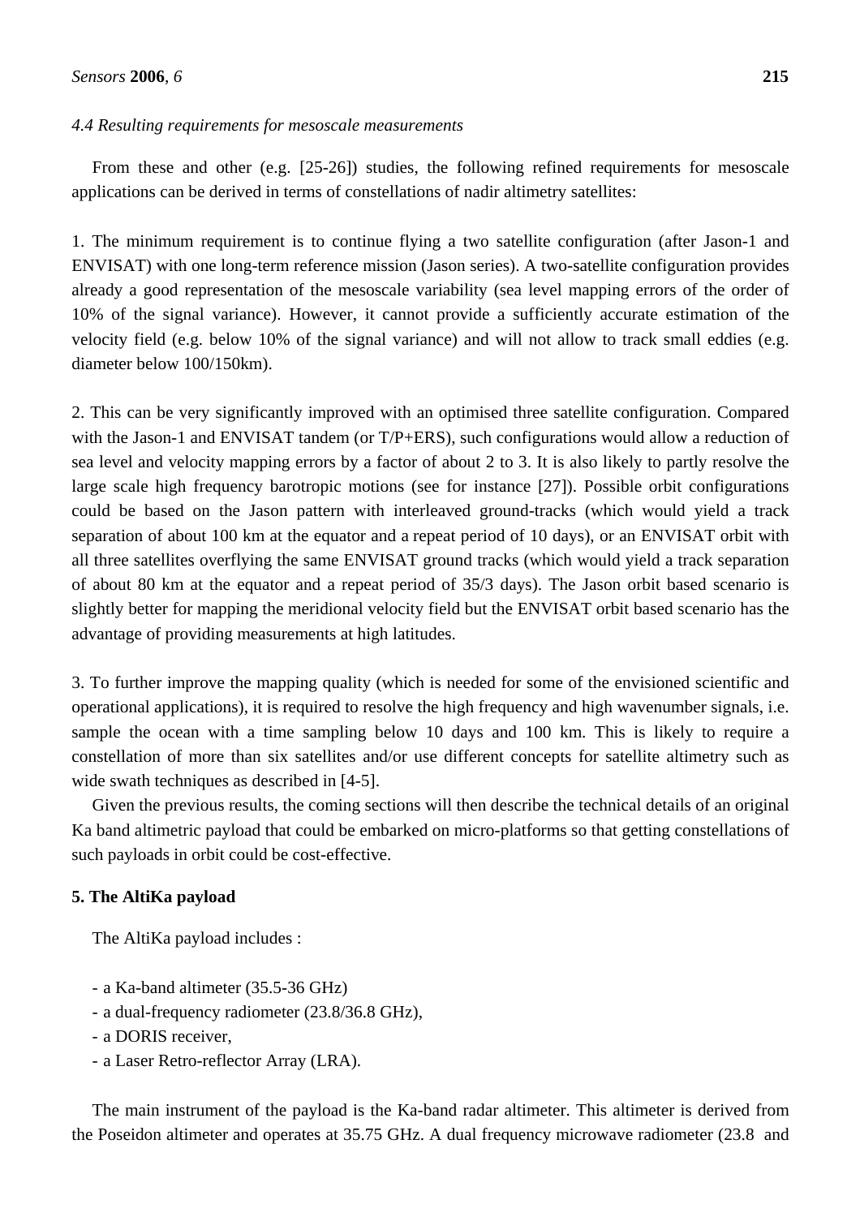*4.4 Resulting requirements for mesoscale measurements*

From these and other (e.g. [25-26]) studies, the following refined requirements for mesoscale applications can be derived in terms of constellations of nadir altimetry satellites:

1. The minimum requirement is to continue flying a two satellite configuration (after Jason-1 and ENVISAT) with one long-term reference mission (Jason series). A two-satellite configuration provides already a good representation of the mesoscale variability (sea level mapping errors of the order of 10% of the signal variance). However, it cannot provide a sufficiently accurate estimation of the velocity field (e.g. below 10% of the signal variance) and will not allow to track small eddies (e.g. diameter below 100/150km).

2. This can be very significantly improved with an optimised three satellite configuration. Compared with the Jason-1 and ENVISAT tandem (or T/P+ERS), such configurations would allow a reduction of sea level and velocity mapping errors by a factor of about 2 to 3. It is also likely to partly resolve the large scale high frequency barotropic motions (see for instance [27]). Possible orbit configurations could be based on the Jason pattern with interleaved ground-tracks (which would yield a track separation of about 100 km at the equator and a repeat period of 10 days), or an ENVISAT orbit with all three satellites overflying the same ENVISAT ground tracks (which would yield a track separation of about 80 km at the equator and a repeat period of 35/3 days). The Jason orbit based scenario is slightly better for mapping the meridional velocity field but the ENVISAT orbit based scenario has the advantage of providing measurements at high latitudes.

3. To further improve the mapping quality (which is needed for some of the envisioned scientific and operational applications), it is required to resolve the high frequency and high wavenumber signals, i.e. sample the ocean with a time sampling below 10 days and 100 km. This is likely to require a constellation of more than six satellites and/or use different concepts for satellite altimetry such as wide swath techniques as described in [4-5].

Given the previous results, the coming sections will then describe the technical details of an original Ka band altimetric payload that could be embarked on micro-platforms so that getting constellations of such payloads in orbit could be cost-effective.

## 5. The AltiKa payload

The AltiKa payload includes :

- a Ka-band altimeter (35.5-36 GHz)
- a dual-frequency radiometer (23.8/36.8 GHz),
- a DORIS receiver,
- a Laser Retro-reflector Array (LRA).

The main instrument of the payload is the Ka-band radar altimeter. This altimeter is derived from the Poseidon altimeter and operates at 35.75 GHz. A dual frequency microwave radiometer (23.8 and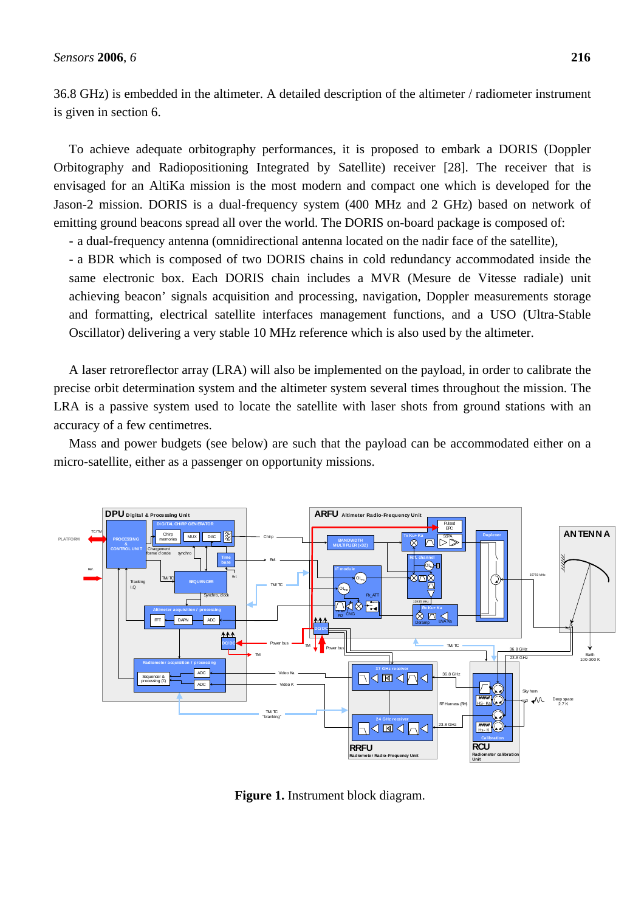36.8 GHz) is embedded in the altimeter. A detailed description of the altimeter / radiometer instrument is given in section 6.

To achieve adequate orbitography performances, it is proposed to embark a DORIS (Doppler Orbitography and Radiopositioning Integrated by Satellite) receiver [28]. The receiver that is envisaged for an AltiKa mission is the most modern and compact one which is developed for the Jason-2 mission. DORIS is a dual-frequency system (400 MHz and 2 GHz) based on network of emitting ground beacons spread all over the world. The DORIS on-board package is composed of:

- a dual-frequency antenna (omnidirectional antenna located on the nadir face of the satellite),
- a BDR which is composed of two DORIS chains in cold redundancy accommodated inside the same electronic box. Each DORIS chain includes a MVR (Mesure de Vitesse radiale) unit achieving beacon' signals acquisition and processing, navigation, Doppler measurements storage and formatting, electrical satellite interfaces management functions, and a USO (Ultra-Stable Oscillator) delivering a very stable 10 MHz reference which is also used by the altimeter.

A laser retroreflector array (LRA) will also be implemented on the payload, in order to calibrate the precise orbit determination system and the altimeter system several times throughout the mission. The LRA is a passive system used to locate the satellite with laser shots from ground stations with an accuracy of a few centimetres.

Mass and power budgets (see below) are such that the payload can be accommodated either on a micro-satellite, either as a passenger on opportunity missions.

**Figure 1.** Instrument block diagram.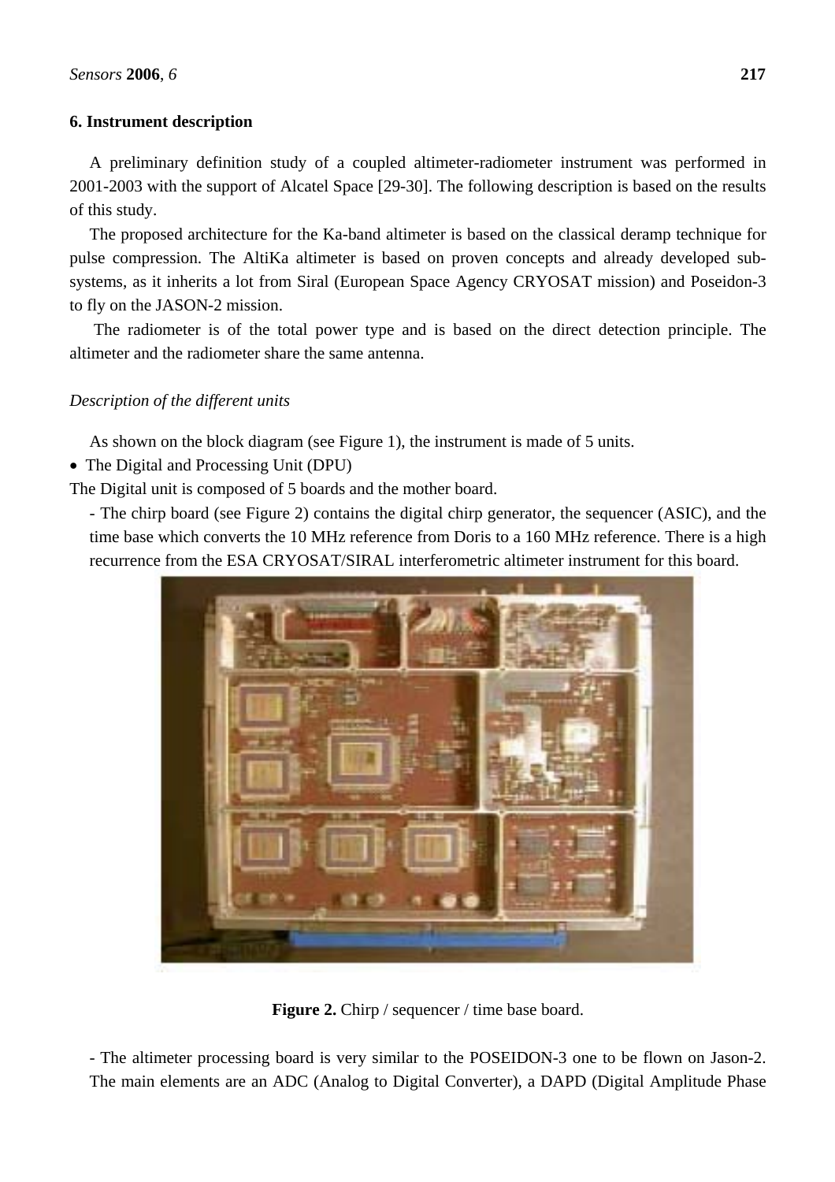## 6. Instrument description

A preliminary definition study of a coupled altimeter-radiometer instrument was performed in 2001-2003 with the support of Alcatel Space [29-30]. The following description is based on the results of this study.

The proposed architecture for the Ka-band altimeter is based on the classical deramp technique for pulse compression. The AltiKa altimeter is based on proven concepts and already developed sub-systems, as it inherits a lot from Siral (European Space Agency CRYOSAT mission) and Poseidon-3 to fly on the JASON-2 mission.

The radiometer is of the total power type and is based on the direct detection principle. The altimeter and the radiometer share the same antenna.

*Description of the different units*

As shown on the block diagram (see Figure 1), the instrument is made of 5 units.

- The Digital and Processing Unit (DPU)

The Digital unit is composed of 5 boards and the mother board.

- The chirp board (see Figure 2) contains the digital chirp generator, the sequencer (ASIC), and the time base which converts the 10 MHz reference from Doris to a 160 MHz reference. There is a high recurrence from the ESA CRYOSAT/SIRAL interferometric altimeter instrument for this board.

**Figure 2.** Chirp / sequencer / time base board.

- The altimeter processing board is very similar to the POSEIDON-3 one to be flown on Jason-2. The main elements are an ADC (Analog to Digital Converter), a DAPD (Digital Amplitude Phase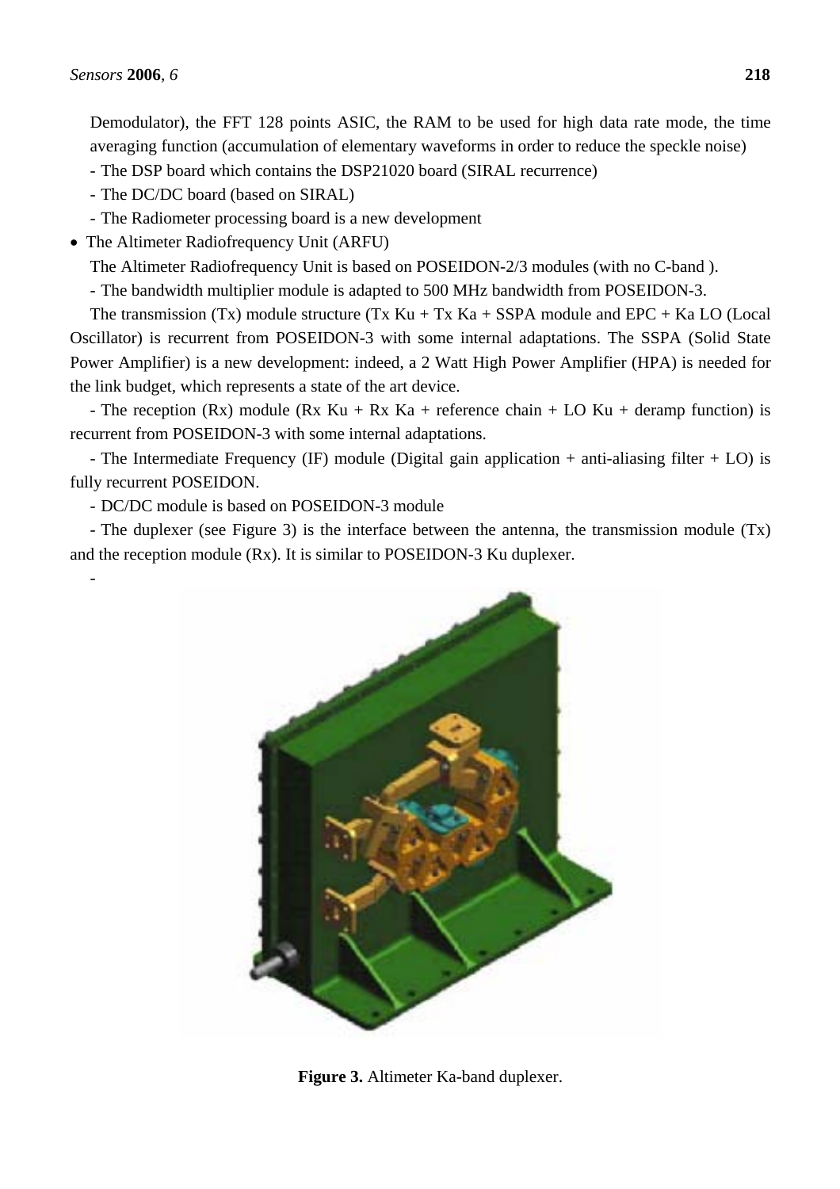Demodulator), the FFT 128 points ASIC, the RAM to be used for high data rate mode, the time averaging function (accumulation of elementary waveforms in order to reduce the speckle noise)

- The DSP board which contains the DSP21020 board (SIRAL recurrence)
- The DC/DC board (based on SIRAL)
- The Radiometer processing board is a new development

- The Altimeter Radiofrequency Unit (ARFU)

The Altimeter Radiofrequency Unit is based on POSEIDON-2/3 modules (with no C-band ).

- The bandwidth multiplier module is adapted to 500 MHz bandwidth from POSEIDON-3.

The transmission (Tx) module structure (Tx Ku + Tx Ka + SSPA module and EPC + Ka LO (Local Oscillator) is recurrent from POSEIDON-3 with some internal adaptations. The SSPA (Solid State Power Amplifier) is a new development: indeed, a 2 Watt High Power Amplifier (HPA) is needed for the link budget, which represents a state of the art device.

- The reception (Rx) module (Rx Ku + Rx Ka + reference chain + LO Ku + deramp function) is recurrent from POSEIDON-3 with some internal adaptations.

- The Intermediate Frequency (IF) module (Digital gain application + anti-aliasing filter + LO) is fully recurrent POSEIDON.

- DC/DC module is based on POSEIDON-3 module

- The duplexer (see Figure 3) is the interface between the antenna, the transmission module (Tx) and the reception module (Rx). It is similar to POSEIDON-3 Ku duplexer.

-

**Figure 3.** Altimeter Ka-band duplexer.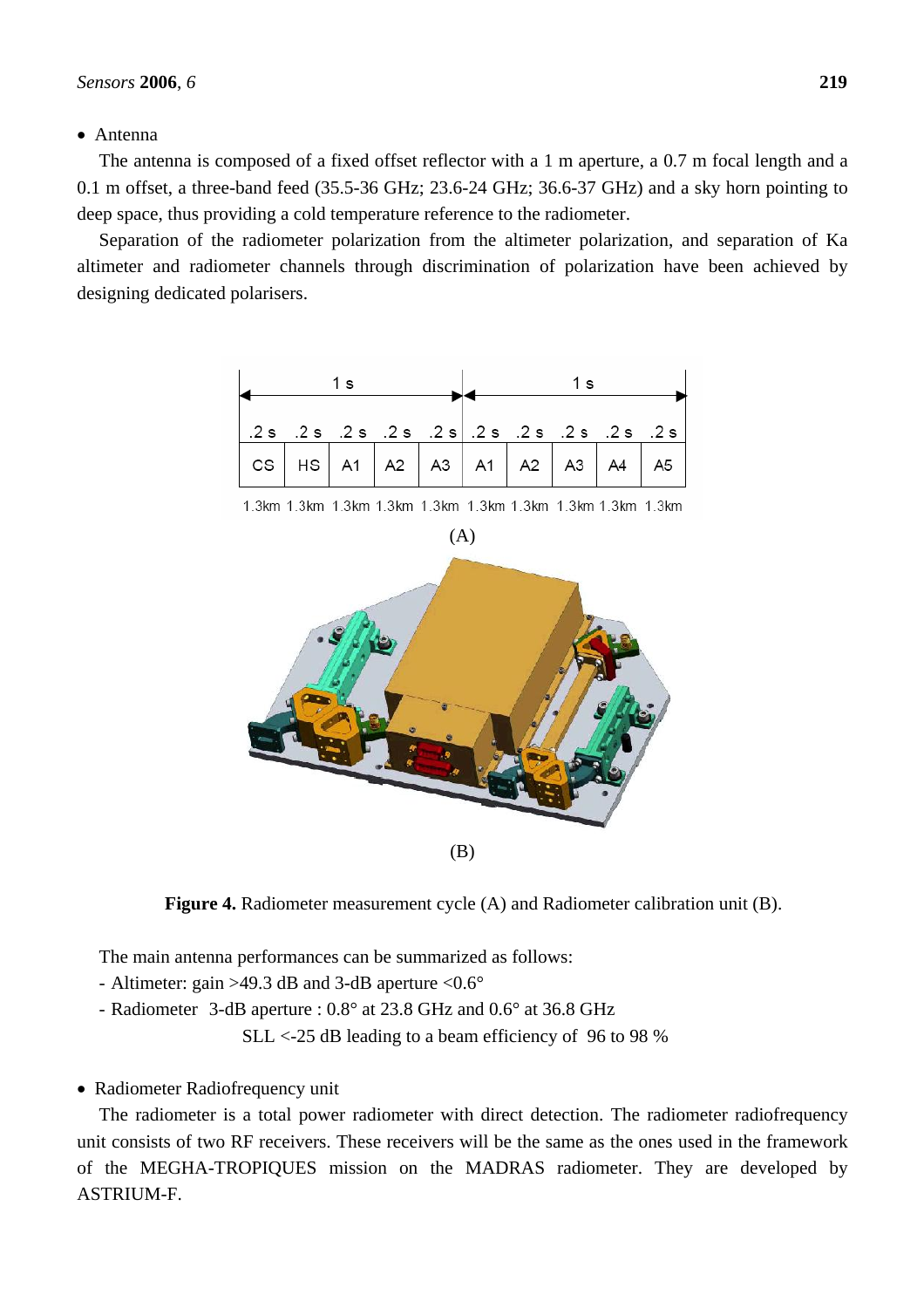- Antenna

The antenna is composed of a fixed offset reflector with a 1 m aperture, a 0.7 m focal length and a 0.1 m offset, a three-band feed (35.5-36 GHz; 23.6-24 GHz; 36.6-37 GHz) and a sky horn pointing to deep space, thus providing a cold temperature reference to the radiometer.

Separation of the radiometer polarization from the altimeter polarization, and separation of Ka altimeter and radiometer channels through discrimination of polarization have been achieved by designing dedicated polarisers.

| 1 s | | | | | 1 s | | | | |
|---|---|---|---|---|---|---|---|---|---|
| .2 s | .2 s | .2 s | .2 s | .2 s | .2 s | .2 s | .2 s | .2 s | .2 s |
| CS | HS | A1 | A2 | A3 | A1 | A2 | A3 | A4 | A5 |
| 1.3km | 1.3km | 1.3km | 1.3km | 1.3km | 1.3km | 1.3km | 1.3km | 1.3km | 1.3km |

(A)

(B)

**Figure 4.** Radiometer measurement cycle (A) and Radiometer calibration unit (B).

The main antenna performances can be summarized as follows:

- Altimeter: gain >49.3 dB and 3-dB aperture <0.6°
- Radiometer 3-dB aperture : 0.8° at 23.8 GHz and 0.6° at 36.8 GHz
  SLL <-25 dB leading to a beam efficiency of 96 to 98 %

- Radiometer Radiofrequency unit

The radiometer is a total power radiometer with direct detection. The radiometer radiofrequency unit consists of two RF receivers. These receivers will be the same as the ones used in the framework of the MEGHA-TROPIQUES mission on the MADRAS radiometer. They are developed by ASTRIUM-F.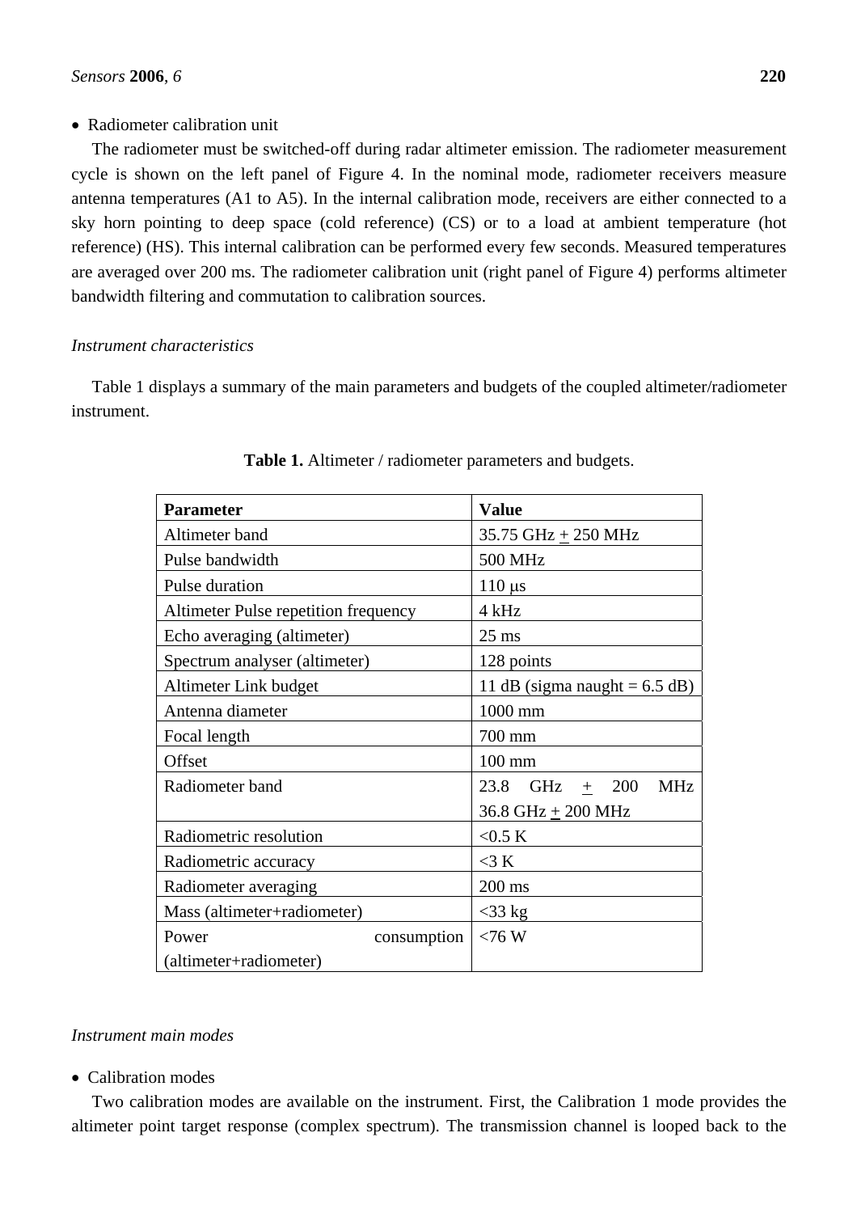- Radiometer calibration unit

The radiometer must be switched-off during radar altimeter emission. The radiometer measurement cycle is shown on the left panel of Figure 4. In the nominal mode, radiometer receivers measure antenna temperatures (A1 to A5). In the internal calibration mode, receivers are either connected to a sky horn pointing to deep space (cold reference) (CS) or to a load at ambient temperature (hot reference) (HS). This internal calibration can be performed every few seconds. Measured temperatures are averaged over 200 ms. The radiometer calibration unit (right panel of Figure 4) performs altimeter bandwidth filtering and commutation to calibration sources.

*Instrument characteristics*

Table 1 displays a summary of the main parameters and budgets of the coupled altimeter/radiometer instrument.

**Table 1.** Altimeter / radiometer parameters and budgets.

| Parameter | Value |
|---|---|
| Altimeter band | 35.75 GHz $\pm$ 250 MHz |
| Pulse bandwidth | 500 MHz |
| Pulse duration | 110 μs |
| Altimeter Pulse repetition frequency | 4 kHz |
| Echo averaging (altimeter) | 25 ms |
| Spectrum analyser (altimeter) | 128 points |
| Altimeter Link budget | 11 dB (sigma naught = 6.5 dB) |
| Antenna diameter | 1000 mm |
| Focal length | 700 mm |
| Offset | 100 mm |
| Radiometer band | 23.8 GHz $\pm$ 200 MHz<br>36.8 GHz $\pm$ 200 MHz |
| Radiometric resolution | <0.5 K |
| Radiometric accuracy | <3 K |
| Radiometer averaging | 200 ms |
| Mass (altimeter+radiometer) | <33 kg |
| Power consumption (altimeter+radiometer) | <76 W |

*Instrument main modes*

- Calibration modes

Two calibration modes are available on the instrument. First, the Calibration 1 mode provides the altimeter point target response (complex spectrum). The transmission channel is looped back to the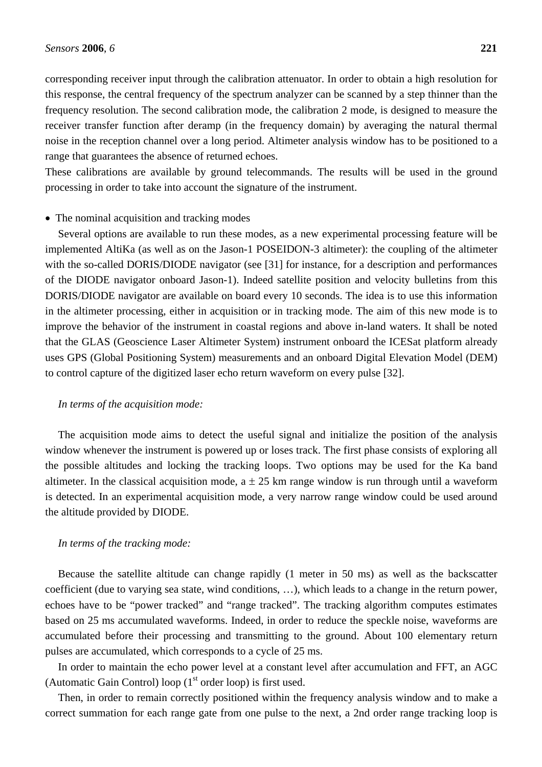corresponding receiver input through the calibration attenuator. In order to obtain a high resolution for this response, the central frequency of the spectrum analyzer can be scanned by a step thinner than the frequency resolution. The second calibration mode, the calibration 2 mode, is designed to measure the receiver transfer function after deramp (in the frequency domain) by averaging the natural thermal noise in the reception channel over a long period. Altimeter analysis window has to be positioned to a range that guarantees the absence of returned echoes.

These calibrations are available by ground telecommands. The results will be used in the ground processing in order to take into account the signature of the instrument.

- The nominal acquisition and tracking modes

Several options are available to run these modes, as a new experimental processing feature will be implemented AltiKa (as well as on the Jason-1 POSEIDON-3 altimeter): the coupling of the altimeter with the so-called DORIS/DIODE navigator (see [31] for instance, for a description and performances of the DIODE navigator onboard Jason-1). Indeed satellite position and velocity bulletins from this DORIS/DIODE navigator are available on board every 10 seconds. The idea is to use this information in the altimeter processing, either in acquisition or in tracking mode. The aim of this new mode is to improve the behavior of the instrument in coastal regions and above in-land waters. It shall be noted that the GLAS (Geoscience Laser Altimeter System) instrument onboard the ICESat platform already uses GPS (Global Positioning System) measurements and an onboard Digital Elevation Model (DEM) to control capture of the digitized laser echo return waveform on every pulse [32].

*In terms of the acquisition mode:*

The acquisition mode aims to detect the useful signal and initialize the position of the analysis window whenever the instrument is powered up or loses track. The first phase consists of exploring all the possible altitudes and locking the tracking loops. Two options may be used for the Ka band altimeter. In the classical acquisition mode, a $\pm$ 25 km range window is run through until a waveform is detected. In an experimental acquisition mode, a very narrow range window could be used around the altitude provided by DIODE.

*In terms of the tracking mode:*

Because the satellite altitude can change rapidly (1 meter in 50 ms) as well as the backscatter coefficient (due to varying sea state, wind conditions, …), which leads to a change in the return power, echoes have to be "power tracked" and "range tracked". The tracking algorithm computes estimates based on 25 ms accumulated waveforms. Indeed, in order to reduce the speckle noise, waveforms are accumulated before their processing and transmitting to the ground. About 100 elementary return pulses are accumulated, which corresponds to a cycle of 25 ms.

In order to maintain the echo power level at a constant level after accumulation and FFT, an AGC (Automatic Gain Control) loop ($1^{st}$ order loop) is first used.

Then, in order to remain correctly positioned within the frequency analysis window and to make a correct summation for each range gate from one pulse to the next, a 2nd order range tracking loop is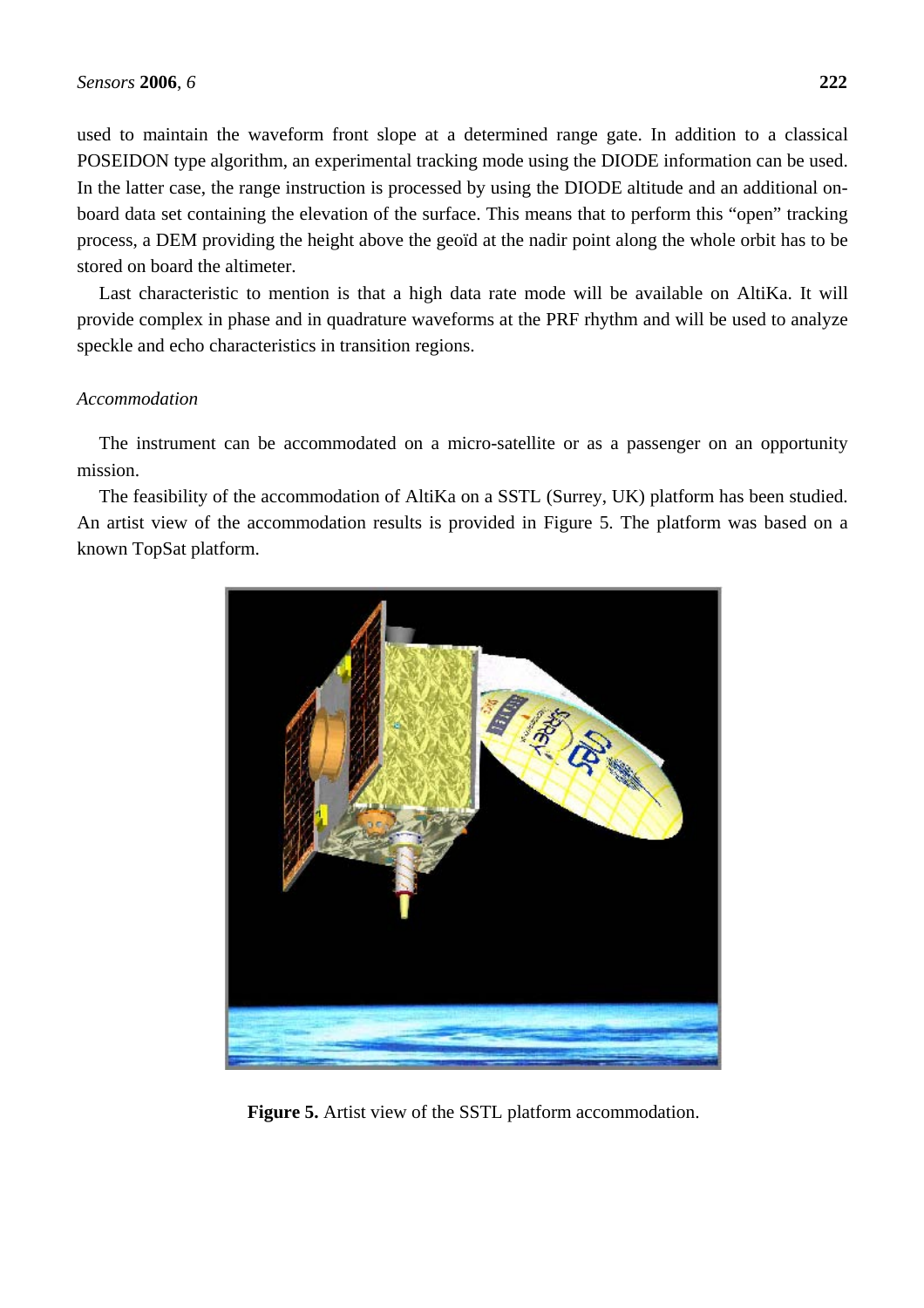used to maintain the waveform front slope at a determined range gate. In addition to a classical POSEIDON type algorithm, an experimental tracking mode using the DIODE information can be used. In the latter case, the range instruction is processed by using the DIODE altitude and an additional on-board data set containing the elevation of the surface. This means that to perform this “open” tracking process, a DEM providing the height above the geoïd at the nadir point along the whole orbit has to be stored on board the altimeter.

Last characteristic to mention is that a high data rate mode will be available on AltiKa. It will provide complex in phase and in quadrature waveforms at the PRF rhythm and will be used to analyze speckle and echo characteristics in transition regions.

*Accommodation*

The instrument can be accommodated on a micro-satellite or as a passenger on an opportunity mission.

The feasibility of the accommodation of AltiKa on a SSTL (Surrey, UK) platform has been studied. An artist view of the accommodation results is provided in Figure 5. The platform was based on a known TopSat platform.

**Figure 5.** Artist view of the SSTL platform accommodation.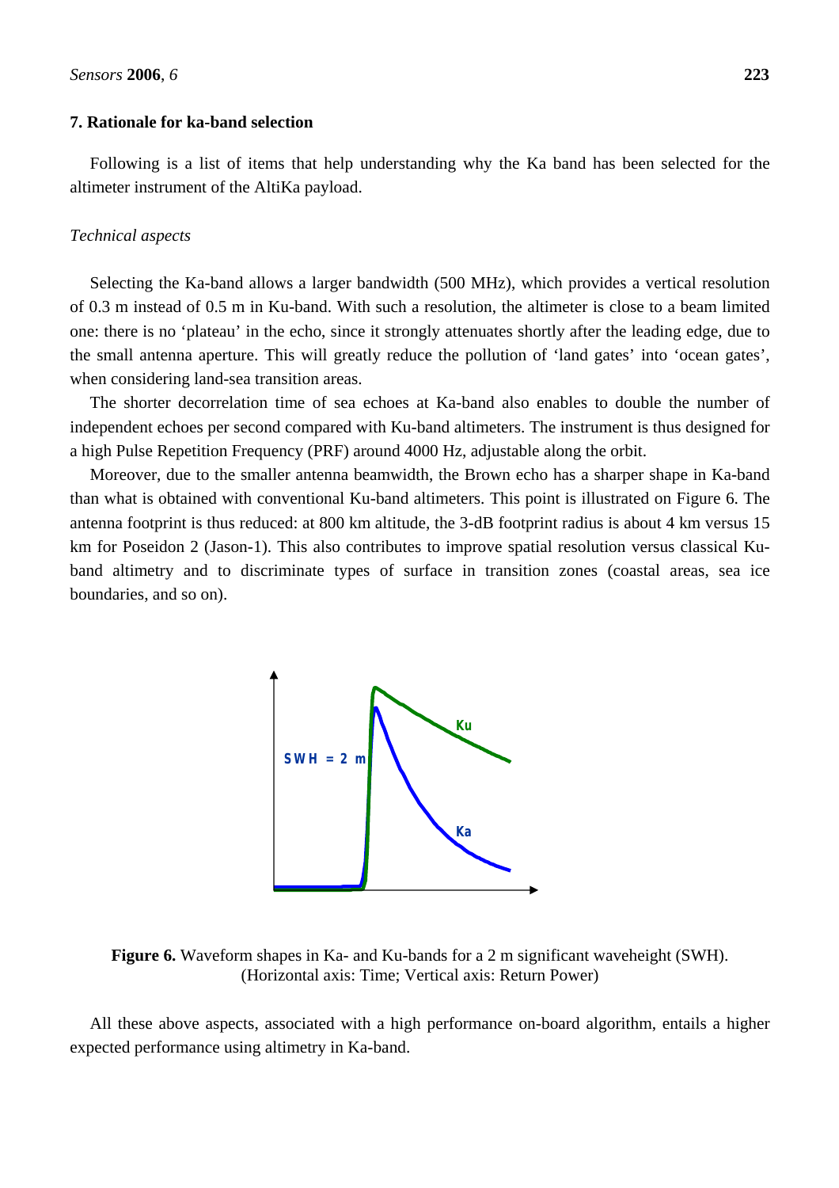## 7. Rationale for ka-band selection

Following is a list of items that help understanding why the Ka band has been selected for the altimeter instrument of the AltiKa payload.

*Technical aspects*

Selecting the Ka-band allows a larger bandwidth (500 MHz), which provides a vertical resolution of 0.3 m instead of 0.5 m in Ku-band. With such a resolution, the altimeter is close to a beam limited one: there is no ‘plateau’ in the echo, since it strongly attenuates shortly after the leading edge, due to the small antenna aperture. This will greatly reduce the pollution of ‘land gates’ into ‘ocean gates’, when considering land-sea transition areas.

The shorter decorrelation time of sea echoes at Ka-band also enables to double the number of independent echoes per second compared with Ku-band altimeters. The instrument is thus designed for a high Pulse Repetition Frequency (PRF) around 4000 Hz, adjustable along the orbit.

Moreover, due to the smaller antenna beamwidth, the Brown echo has a sharper shape in Ka-band than what is obtained with conventional Ku-band altimeters. This point is illustrated on Figure 6. The antenna footprint is thus reduced: at 800 km altitude, the 3-dB footprint radius is about 4 km versus 15 km for Poseidon 2 (Jason-1). This also contributes to improve spatial resolution versus classical Ku-band altimetry and to discriminate types of surface in transition zones (coastal areas, sea ice boundaries, and so on).

**Figure 6.** Waveform shapes in Ka- and Ku-bands for a 2 m significant waveheight (SWH). (Horizontal axis: Time; Vertical axis: Return Power)

All these above aspects, associated with a high performance on-board algorithm, entails a higher expected performance using altimetry in Ka-band.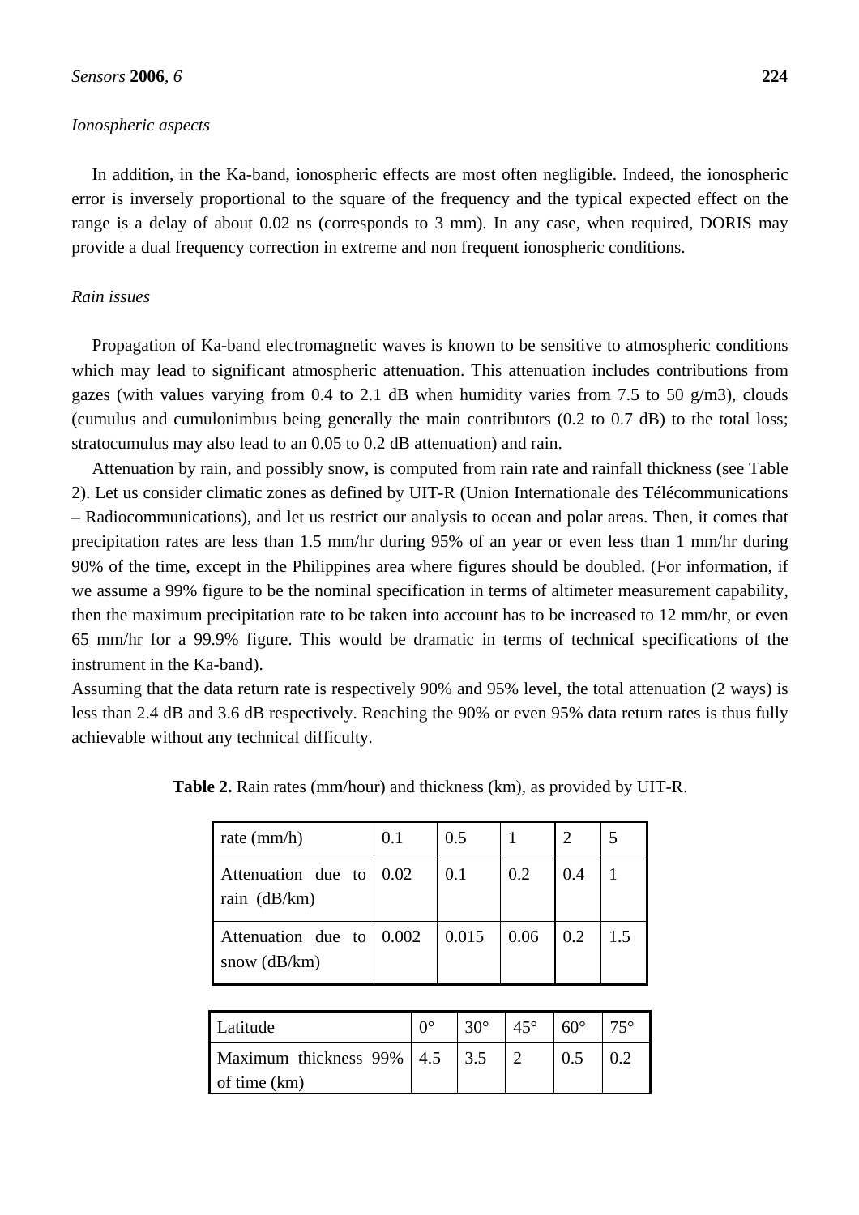*Ionospheric aspects*

In addition, in the Ka-band, ionospheric effects are most often negligible. Indeed, the ionospheric error is inversely proportional to the square of the frequency and the typical expected effect on the range is a delay of about 0.02 ns (corresponds to 3 mm). In any case, when required, DORIS may provide a dual frequency correction in extreme and non frequent ionospheric conditions.

*Rain issues*

Propagation of Ka-band electromagnetic waves is known to be sensitive to atmospheric conditions which may lead to significant atmospheric attenuation. This attenuation includes contributions from gazes (with values varying from 0.4 to 2.1 dB when humidity varies from 7.5 to 50 g/m3), clouds (cumulus and cumulonimbus being generally the main contributors (0.2 to 0.7 dB) to the total loss; stratocumulus may also lead to an 0.05 to 0.2 dB attenuation) and rain.

Attenuation by rain, and possibly snow, is computed from rain rate and rainfall thickness (see Table 2). Let us consider climatic zones as defined by UIT-R (Union Internationale des Télécommunications – Radiocommunications), and let us restrict our analysis to ocean and polar areas. Then, it comes that precipitation rates are less than 1.5 mm/hr during 95% of an year or even less than 1 mm/hr during 90% of the time, except in the Philippines area where figures should be doubled. (For information, if we assume a 99% figure to be the nominal specification in terms of altimeter measurement capability, then the maximum precipitation rate to be taken into account has to be increased to 12 mm/hr, or even 65 mm/hr for a 99.9% figure. This would be dramatic in terms of technical specifications of the instrument in the Ka-band).

Assuming that the data return rate is respectively 90% and 95% level, the total attenuation (2 ways) is less than 2.4 dB and 3.6 dB respectively. Reaching the 90% or even 95% data return rates is thus fully achievable without any technical difficulty.

**Table 2.** Rain rates (mm/hour) and thickness (km), as provided by UIT-R.

| rate (mm/h) | 0.1 | 0.5 | 1 | 2 | 5 |
|---|---|---|---|---|---|
| Attenuation due to rain (dB/km) | 0.02 | 0.1 | 0.2 | 0.4 | 1 |
| Attenuation due to snow (dB/km) | 0.002 | 0.015 | 0.06 | 0.2 | 1.5 |

| Latitude | 0° | 30° | 45° | 60° | 75° |
|---|---|---|---|---|---|
| Maximum thickness 99% of time (km) | 4.5 | 3.5 | 2 | 0.5 | 0.2 |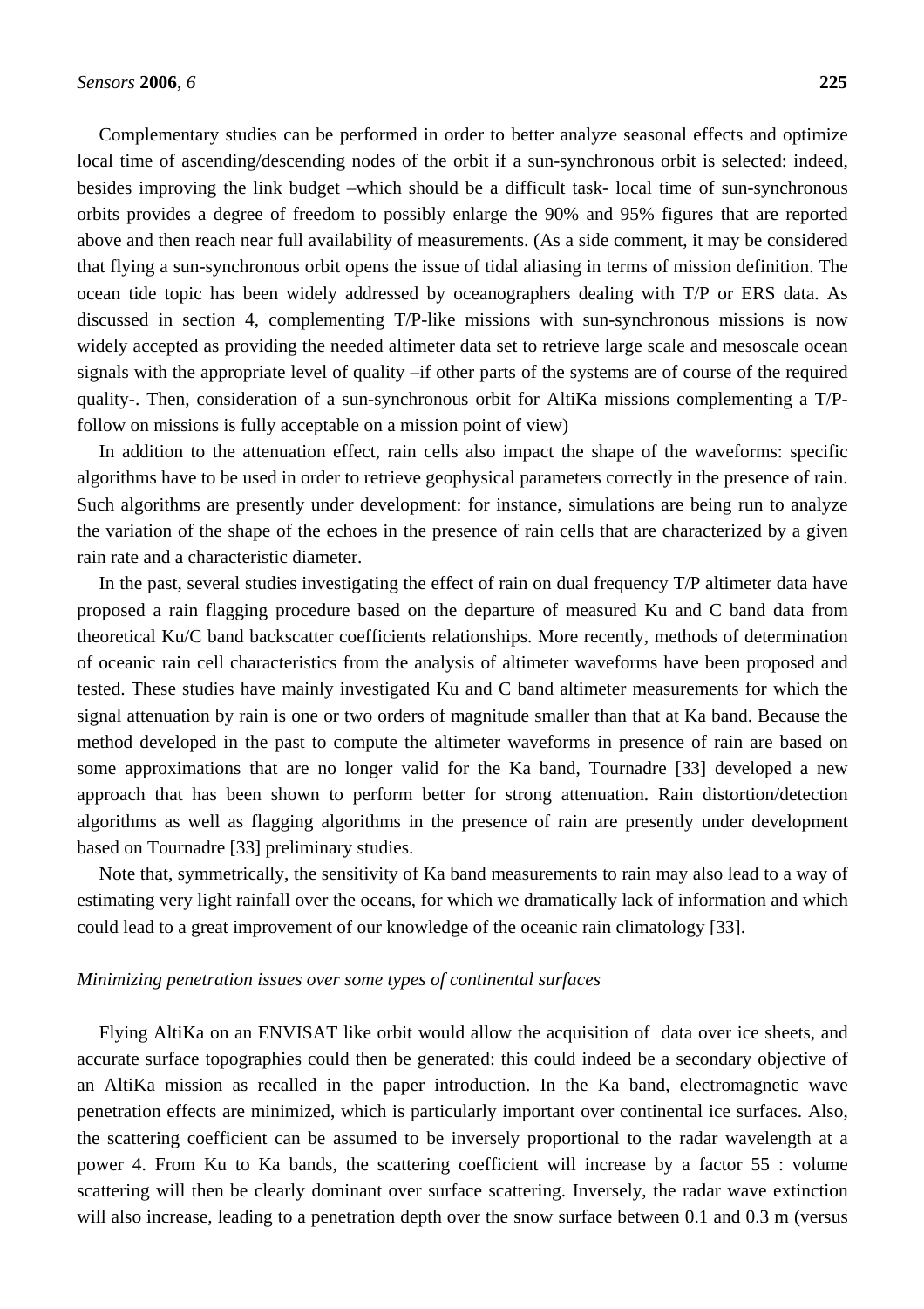Complementary studies can be performed in order to better analyze seasonal effects and optimize local time of ascending/descending nodes of the orbit if a sun-synchronous orbit is selected: indeed, besides improving the link budget –which should be a difficult task- local time of sun-synchronous orbits provides a degree of freedom to possibly enlarge the 90% and 95% figures that are reported above and then reach near full availability of measurements. (As a side comment, it may be considered that flying a sun-synchronous orbit opens the issue of tidal aliasing in terms of mission definition. The ocean tide topic has been widely addressed by oceanographers dealing with T/P or ERS data. As discussed in section 4, complementing T/P-like missions with sun-synchronous missions is now widely accepted as providing the needed altimeter data set to retrieve large scale and mesoscale ocean signals with the appropriate level of quality –if other parts of the systems are of course of the required quality-. Then, consideration of a sun-synchronous orbit for AltiKa missions complementing a T/P-follow on missions is fully acceptable on a mission point of view)

In addition to the attenuation effect, rain cells also impact the shape of the waveforms: specific algorithms have to be used in order to retrieve geophysical parameters correctly in the presence of rain. Such algorithms are presently under development: for instance, simulations are being run to analyze the variation of the shape of the echoes in the presence of rain cells that are characterized by a given rain rate and a characteristic diameter.

In the past, several studies investigating the effect of rain on dual frequency T/P altimeter data have proposed a rain flagging procedure based on the departure of measured Ku and C band data from theoretical Ku/C band backscatter coefficients relationships. More recently, methods of determination of oceanic rain cell characteristics from the analysis of altimeter waveforms have been proposed and tested. These studies have mainly investigated Ku and C band altimeter measurements for which the signal attenuation by rain is one or two orders of magnitude smaller than that at Ka band. Because the method developed in the past to compute the altimeter waveforms in presence of rain are based on some approximations that are no longer valid for the Ka band, Tournadre [33] developed a new approach that has been shown to perform better for strong attenuation. Rain distortion/detection algorithms as well as flagging algorithms in the presence of rain are presently under development based on Tournadre [33] preliminary studies.

Note that, symmetrically, the sensitivity of Ka band measurements to rain may also lead to a way of estimating very light rainfall over the oceans, for which we dramatically lack of information and which could lead to a great improvement of our knowledge of the oceanic rain climatology [33].

*Minimizing penetration issues over some types of continental surfaces*

Flying AltiKa on an ENVISAT like orbit would allow the acquisition of data over ice sheets, and accurate surface topographies could then be generated: this could indeed be a secondary objective of an AltiKa mission as recalled in the paper introduction. In the Ka band, electromagnetic wave penetration effects are minimized, which is particularly important over continental ice surfaces. Also, the scattering coefficient can be assumed to be inversely proportional to the radar wavelength at a power 4. From Ku to Ka bands, the scattering coefficient will increase by a factor 55 : volume scattering will then be clearly dominant over surface scattering. Inversely, the radar wave extinction will also increase, leading to a penetration depth over the snow surface between 0.1 and 0.3 m (versus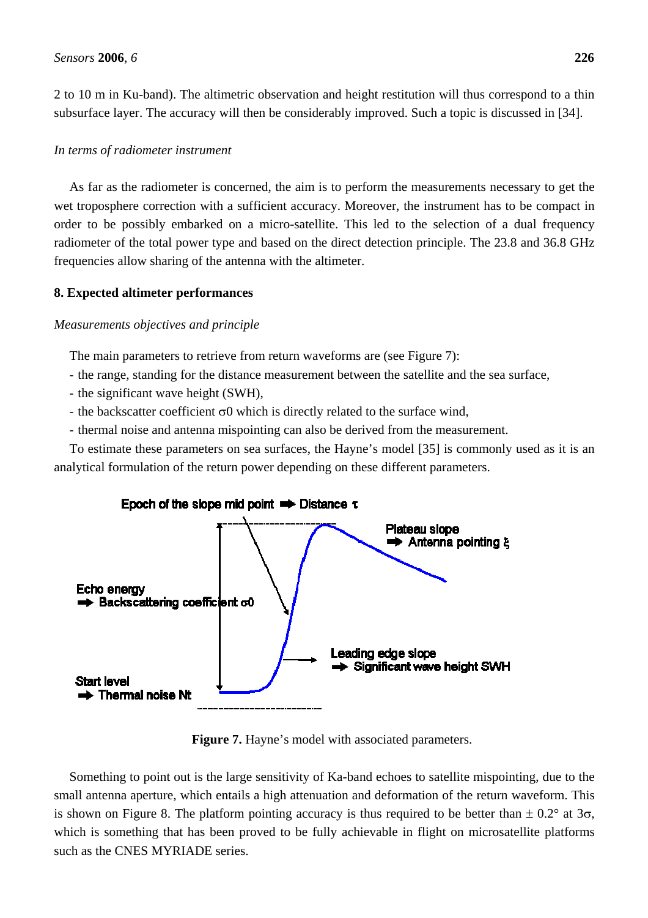2 to 10 m in Ku-band). The altimetric observation and height restitution will thus correspond to a thin subsurface layer. The accuracy will then be considerably improved. Such a topic is discussed in [34].

*In terms of radiometer instrument*

As far as the radiometer is concerned, the aim is to perform the measurements necessary to get the wet troposphere correction with a sufficient accuracy. Moreover, the instrument has to be compact in order to be possibly embarked on a micro-satellite. This led to the selection of a dual frequency radiometer of the total power type and based on the direct detection principle. The 23.8 and 36.8 GHz frequencies allow sharing of the antenna with the altimeter.

## 8. Expected altimeter performances

*Measurements objectives and principle*

The main parameters to retrieve from return waveforms are (see Figure 7):

- the range, standing for the distance measurement between the satellite and the sea surface,
- the significant wave height (SWH),
- the backscatter coefficient $\sigma 0$ which is directly related to the surface wind,
- thermal noise and antenna mispointing can also be derived from the measurement.

To estimate these parameters on sea surfaces, the Hayne's model [35] is commonly used as it is an analytical formulation of the return power depending on these different parameters.

Epoch of the slope mid point ➡ Distance $\tau$

Plateau slope ➡ Antenna pointing $\xi$

Echo energy ➡ Backscattering coefficient $\sigma 0$

Leading edge slope ➡ Significant wave height SWH

Start level ➡ Thermal noise Nt

**Figure 7.** Hayne's model with associated parameters.

Something to point out is the large sensitivity of Ka-band echoes to satellite mispointing, due to the small antenna aperture, which entails a high attenuation and deformation of the return waveform. This is shown on Figure 8. The platform pointing accuracy is thus required to be better than $\pm$ 0.2° at $3\sigma$, which is something that has been proved to be fully achievable in flight on microsatellite platforms such as the CNES MYRIADE series.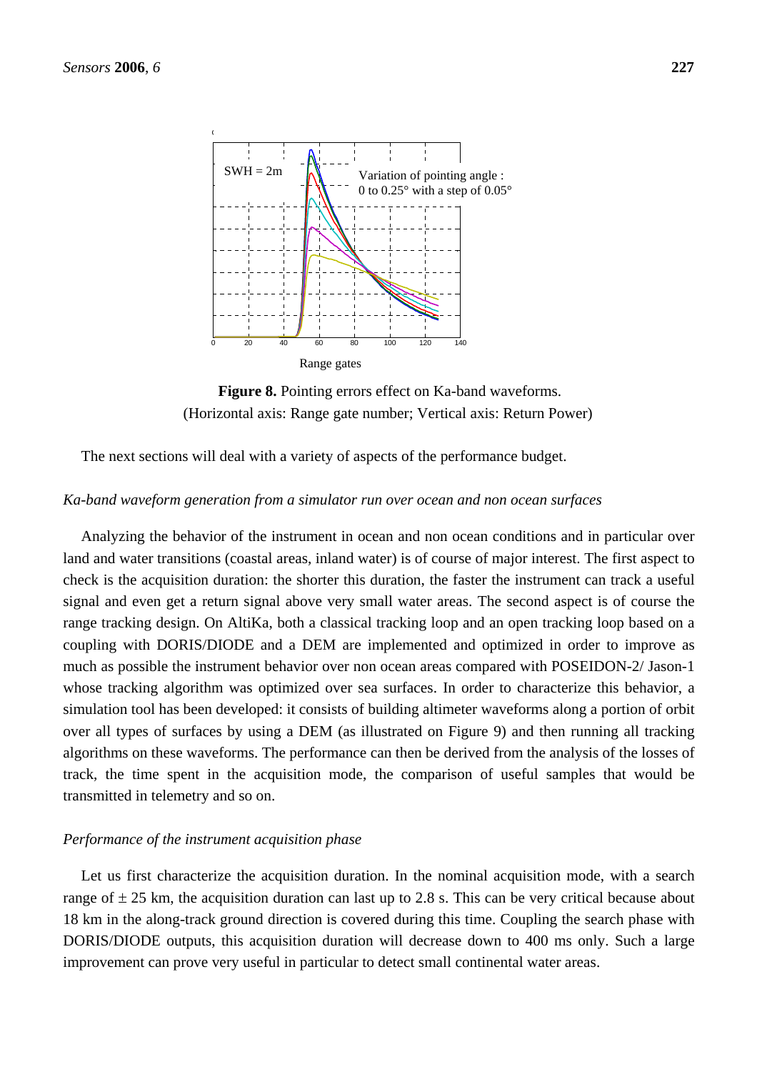**Figure 8.** Pointing errors effect on Ka-band waveforms. (Horizontal axis: Range gate number; Vertical axis: Return Power)

The next sections will deal with a variety of aspects of the performance budget.

*Ka-band waveform generation from a simulator run over ocean and non ocean surfaces*

Analyzing the behavior of the instrument in ocean and non ocean conditions and in particular over land and water transitions (coastal areas, inland water) is of course of major interest. The first aspect to check is the acquisition duration: the shorter this duration, the faster the instrument can track a useful signal and even get a return signal above very small water areas. The second aspect is of course the range tracking design. On AltiKa, both a classical tracking loop and an open tracking loop based on a coupling with DORIS/DIODE and a DEM are implemented and optimized in order to improve as much as possible the instrument behavior over non ocean areas compared with POSEIDON-2/ Jason-1 whose tracking algorithm was optimized over sea surfaces. In order to characterize this behavior, a simulation tool has been developed: it consists of building altimeter waveforms along a portion of orbit over all types of surfaces by using a DEM (as illustrated on Figure 9) and then running all tracking algorithms on these waveforms. The performance can then be derived from the analysis of the losses of track, the time spent in the acquisition mode, the comparison of useful samples that would be transmitted in telemetry and so on.

*Performance of the instrument acquisition phase*

Let us first characterize the acquisition duration. In the nominal acquisition mode, with a search range of ± 25 km, the acquisition duration can last up to 2.8 s. This can be very critical because about 18 km in the along-track ground direction is covered during this time. Coupling the search phase with DORIS/DIODE outputs, this acquisition duration will decrease down to 400 ms only. Such a large improvement can prove very useful in particular to detect small continental water areas.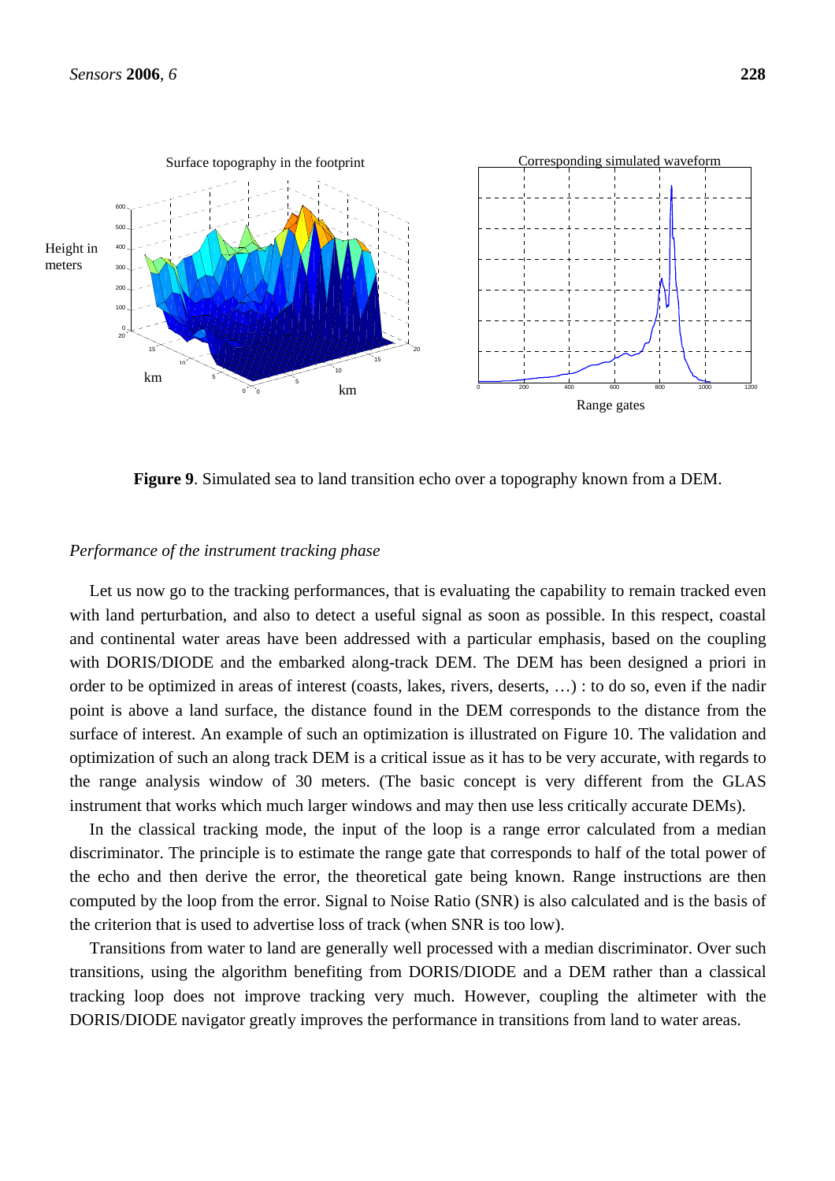**Figure 9**. Simulated sea to land transition echo over a topography known from a DEM.

*Performance of the instrument tracking phase*

Let us now go to the tracking performances, that is evaluating the capability to remain tracked even with land perturbation, and also to detect a useful signal as soon as possible. In this respect, coastal and continental water areas have been addressed with a particular emphasis, based on the coupling with DORIS/DIODE and the embarked along-track DEM. The DEM has been designed a priori in order to be optimized in areas of interest (coasts, lakes, rivers, deserts, …) : to do so, even if the nadir point is above a land surface, the distance found in the DEM corresponds to the distance from the surface of interest. An example of such an optimization is illustrated on Figure 10. The validation and optimization of such an along track DEM is a critical issue as it has to be very accurate, with regards to the range analysis window of 30 meters. (The basic concept is very different from the GLAS instrument that works which much larger windows and may then use less critically accurate DEMs).

In the classical tracking mode, the input of the loop is a range error calculated from a median discriminator. The principle is to estimate the range gate that corresponds to half of the total power of the echo and then derive the error, the theoretical gate being known. Range instructions are then computed by the loop from the error. Signal to Noise Ratio (SNR) is also calculated and is the basis of the criterion that is used to advertise loss of track (when SNR is too low).

Transitions from water to land are generally well processed with a median discriminator. Over such transitions, using the algorithm benefiting from DORIS/DIODE and a DEM rather than a classical tracking loop does not improve tracking very much. However, coupling the altimeter with the DORIS/DIODE navigator greatly improves the performance in transitions from land to water areas.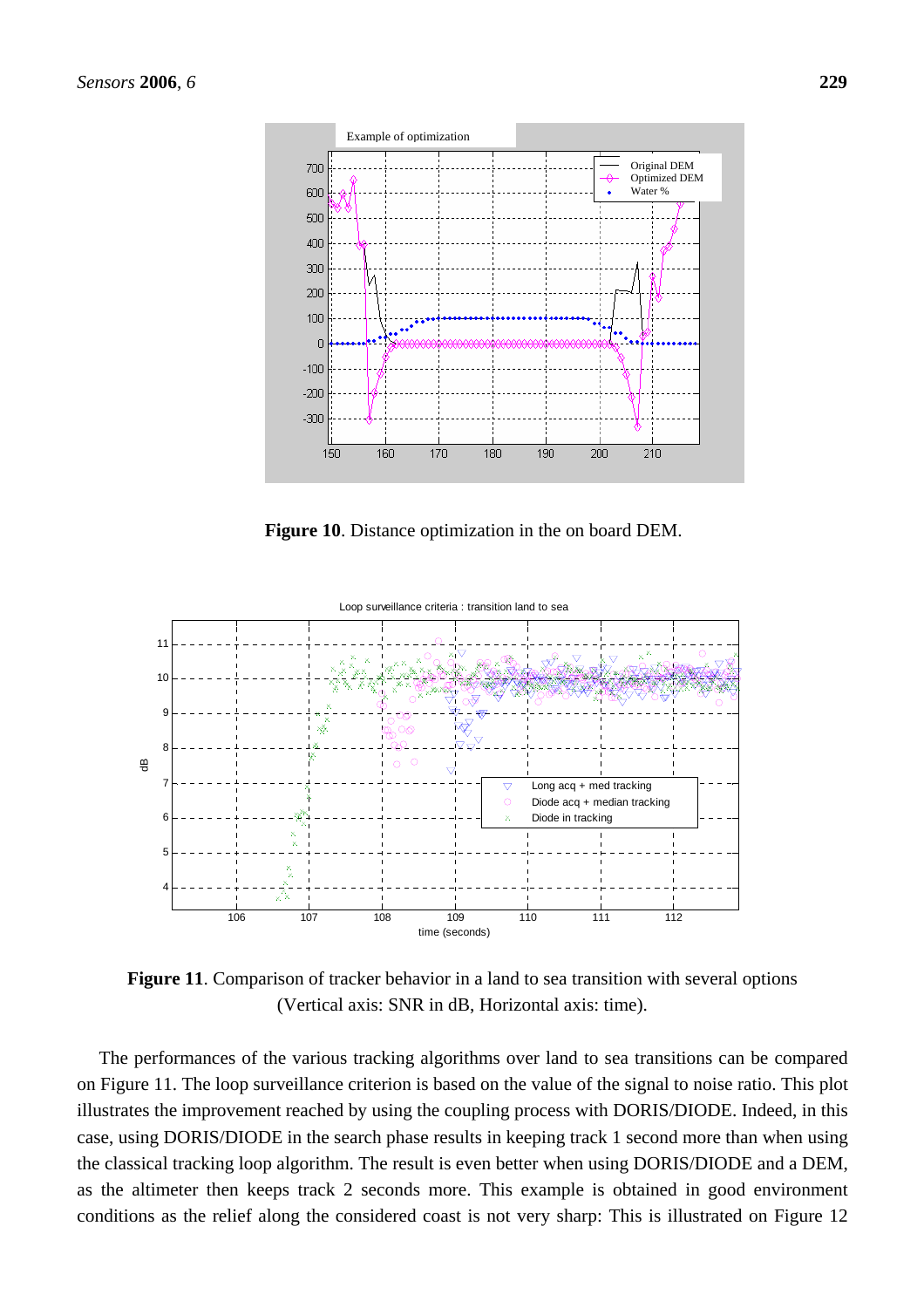**Figure 10**. Distance optimization in the on board DEM.

**Figure 11**. Comparison of tracker behavior in a land to sea transition with several options (Vertical axis: SNR in dB, Horizontal axis: time).

The performances of the various tracking algorithms over land to sea transitions can be compared on Figure 11. The loop surveillance criterion is based on the value of the signal to noise ratio. This plot illustrates the improvement reached by using the coupling process with DORIS/DIODE. Indeed, in this case, using DORIS/DIODE in the search phase results in keeping track 1 second more than when using the classical tracking loop algorithm. The result is even better when using DORIS/DIODE and a DEM, as the altimeter then keeps track 2 seconds more. This example is obtained in good environment conditions as the relief along the considered coast is not very sharp: This is illustrated on Figure 12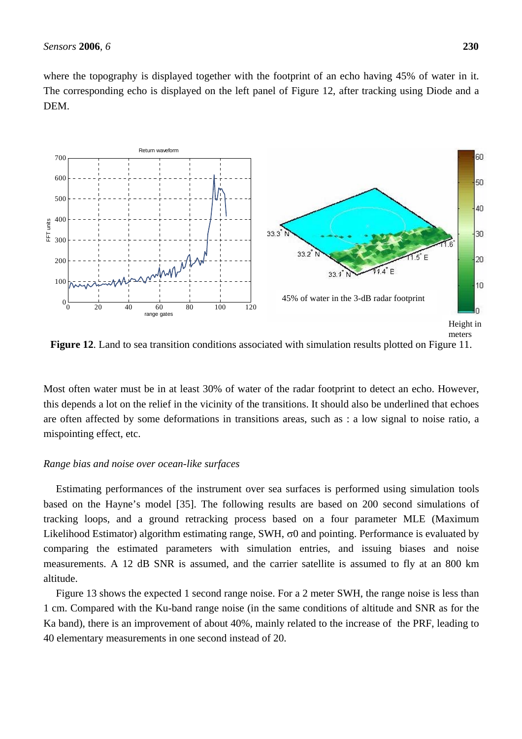where the topography is displayed together with the footprint of an echo having 45% of water in it. The corresponding echo is displayed on the left panel of Figure 12, after tracking using Diode and a DEM.

**Figure 12**. Land to sea transition conditions associated with simulation results plotted on Figure 11.

Most often water must be in at least 30% of water of the radar footprint to detect an echo. However, this depends a lot on the relief in the vicinity of the transitions. It should also be underlined that echoes are often affected by some deformations in transitions areas, such as : a low signal to noise ratio, a mispointing effect, etc.

*Range bias and noise over ocean-like surfaces*

Estimating performances of the instrument over sea surfaces is performed using simulation tools based on the Hayne's model [35]. The following results are based on 200 second simulations of tracking loops, and a ground retracking process based on a four parameter MLE (Maximum Likelihood Estimator) algorithm estimating range, SWH, $\sigma 0$ and pointing. Performance is evaluated by comparing the estimated parameters with simulation entries, and issuing biases and noise measurements. A 12 dB SNR is assumed, and the carrier satellite is assumed to fly at an 800 km altitude.

Figure 13 shows the expected 1 second range noise. For a 2 meter SWH, the range noise is less than 1 cm. Compared with the Ku-band range noise (in the same conditions of altitude and SNR as for the Ka band), there is an improvement of about 40%, mainly related to the increase of the PRF, leading to 40 elementary measurements in one second instead of 20.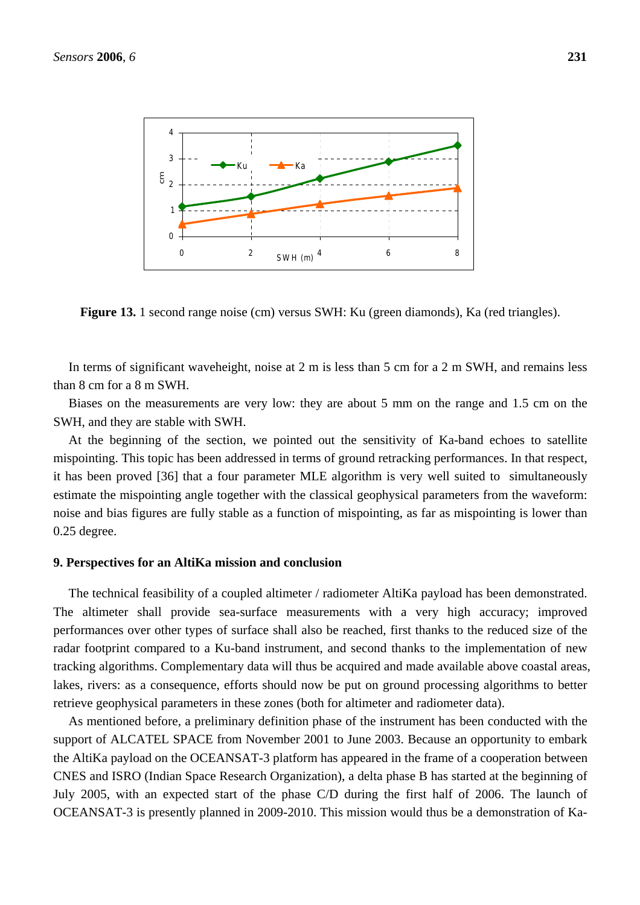**Figure 13.** 1 second range noise (cm) versus SWH: Ku (green diamonds), Ka (red triangles).

In terms of significant waveheight, noise at 2 m is less than 5 cm for a 2 m SWH, and remains less than 8 cm for a 8 m SWH.

Biases on the measurements are very low: they are about 5 mm on the range and 1.5 cm on the SWH, and they are stable with SWH.

At the beginning of the section, we pointed out the sensitivity of Ka-band echoes to satellite mispointing. This topic has been addressed in terms of ground retracking performances. In that respect, it has been proved [36] that a four parameter MLE algorithm is very well suited to simultaneously estimate the mispointing angle together with the classical geophysical parameters from the waveform: noise and bias figures are fully stable as a function of mispointing, as far as mispointing is lower than 0.25 degree.

## 9. Perspectives for an AltiKa mission and conclusion

The technical feasibility of a coupled altimeter / radiometer AltiKa payload has been demonstrated. The altimeter shall provide sea-surface measurements with a very high accuracy; improved performances over other types of surface shall also be reached, first thanks to the reduced size of the radar footprint compared to a Ku-band instrument, and second thanks to the implementation of new tracking algorithms. Complementary data will thus be acquired and made available above coastal areas, lakes, rivers: as a consequence, efforts should now be put on ground processing algorithms to better retrieve geophysical parameters in these zones (both for altimeter and radiometer data).

As mentioned before, a preliminary definition phase of the instrument has been conducted with the support of ALCATEL SPACE from November 2001 to June 2003. Because an opportunity to embark the AltiKa payload on the OCEANSAT-3 platform has appeared in the frame of a cooperation between CNES and ISRO (Indian Space Research Organization), a delta phase B has started at the beginning of July 2005, with an expected start of the phase C/D during the first half of 2006. The launch of OCEANSAT-3 is presently planned in 2009-2010. This mission would thus be a demonstration of Ka-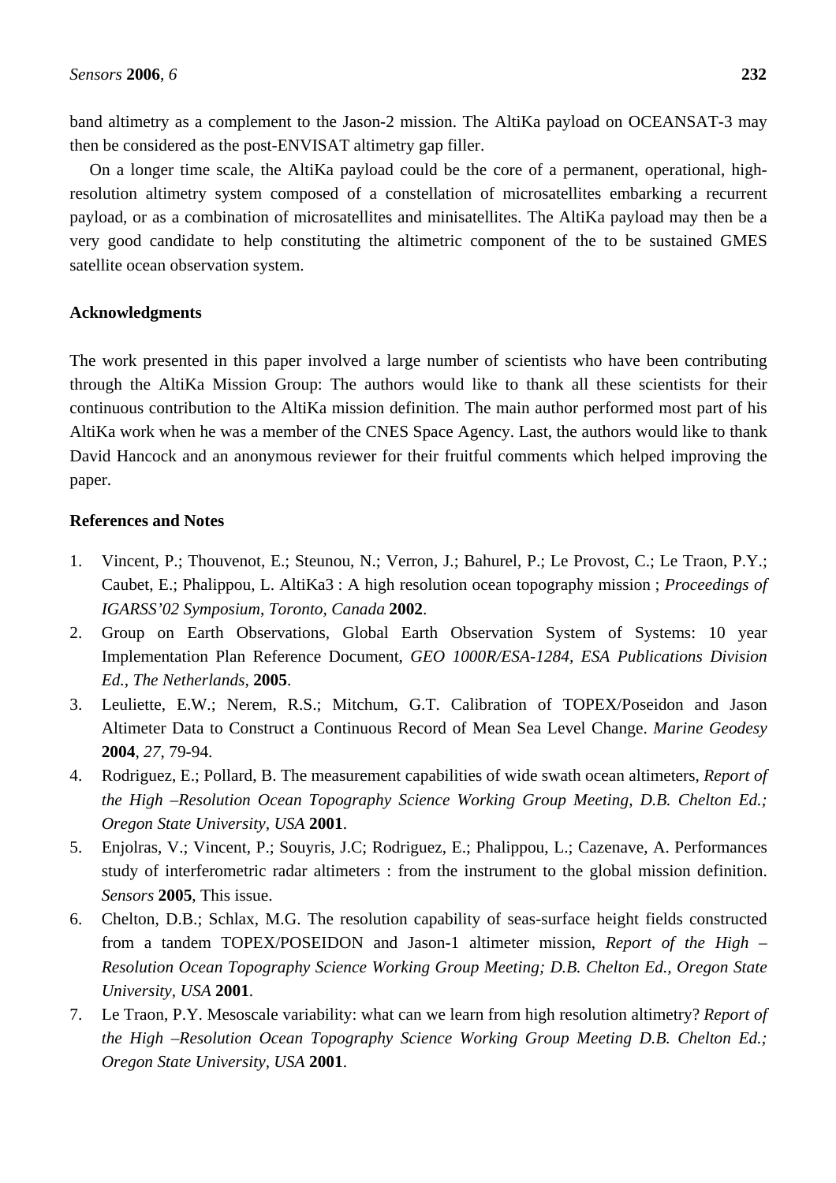band altimetry as a complement to the Jason-2 mission. The AltiKa payload on OCEANSAT-3 may then be considered as the post-ENVISAT altimetry gap filler.

On a longer time scale, the AltiKa payload could be the core of a permanent, operational, high-resolution altimetry system composed of a constellation of microsatellites embarking a recurrent payload, or as a combination of microsatellites and minisatellites. The AltiKa payload may then be a very good candidate to help constituting the altimetric component of the to be sustained GMES satellite ocean observation system.

## Acknowledgments

The work presented in this paper involved a large number of scientists who have been contributing through the AltiKa Mission Group: The authors would like to thank all these scientists for their continuous contribution to the AltiKa mission definition. The main author performed most part of his AltiKa work when he was a member of the CNES Space Agency. Last, the authors would like to thank David Hancock and an anonymous reviewer for their fruitful comments which helped improving the paper.

## References and Notes

1. Vincent, P.; Thouvenot, E.; Steunou, N.; Verron, J.; Bahurel, P.; Le Provost, C.; Le Traon, P.Y.; Caubet, E.; Phalippou, L. AltiKa3 : A high resolution ocean topography mission ; *Proceedings of IGARSS'02 Symposium*, *Toronto, Canada* **2002**.
2. Group on Earth Observations, Global Earth Observation System of Systems: 10 year Implementation Plan Reference Document, *GEO 1000R/ESA-1284, ESA Publications Division Ed., The Netherlands,* **2005**.
3. Leuliette, E.W.; Nerem, R.S.; Mitchum, G.T. Calibration of TOPEX/Poseidon and Jason Altimeter Data to Construct a Continuous Record of Mean Sea Level Change. *Marine Geodesy* **2004**, *27*, 79-94.
4. Rodriguez, E.; Pollard, B. The measurement capabilities of wide swath ocean altimeters, *Report of the High –Resolution Ocean Topography Science Working Group Meeting, D.B. Chelton Ed.; Oregon State University, USA* **2001**.
5. Enjolras, V.; Vincent, P.; Souyris, J.C; Rodriguez, E.; Phalippou, L.; Cazenave, A. Performances study of interferometric radar altimeters : from the instrument to the global mission definition. *Sensors* **2005**, This issue.
6. Chelton, D.B.; Schlax, M.G. The resolution capability of seas-surface height fields constructed from a tandem TOPEX/POSEIDON and Jason-1 altimeter mission, *Report of the High –Resolution Ocean Topography Science Working Group Meeting; D.B. Chelton Ed., Oregon State University, USA* **2001**.
7. Le Traon, P.Y. Mesoscale variability: what can we learn from high resolution altimetry? *Report of the High –Resolution Ocean Topography Science Working Group Meeting D.B. Chelton Ed.; Oregon State University, USA* **2001**.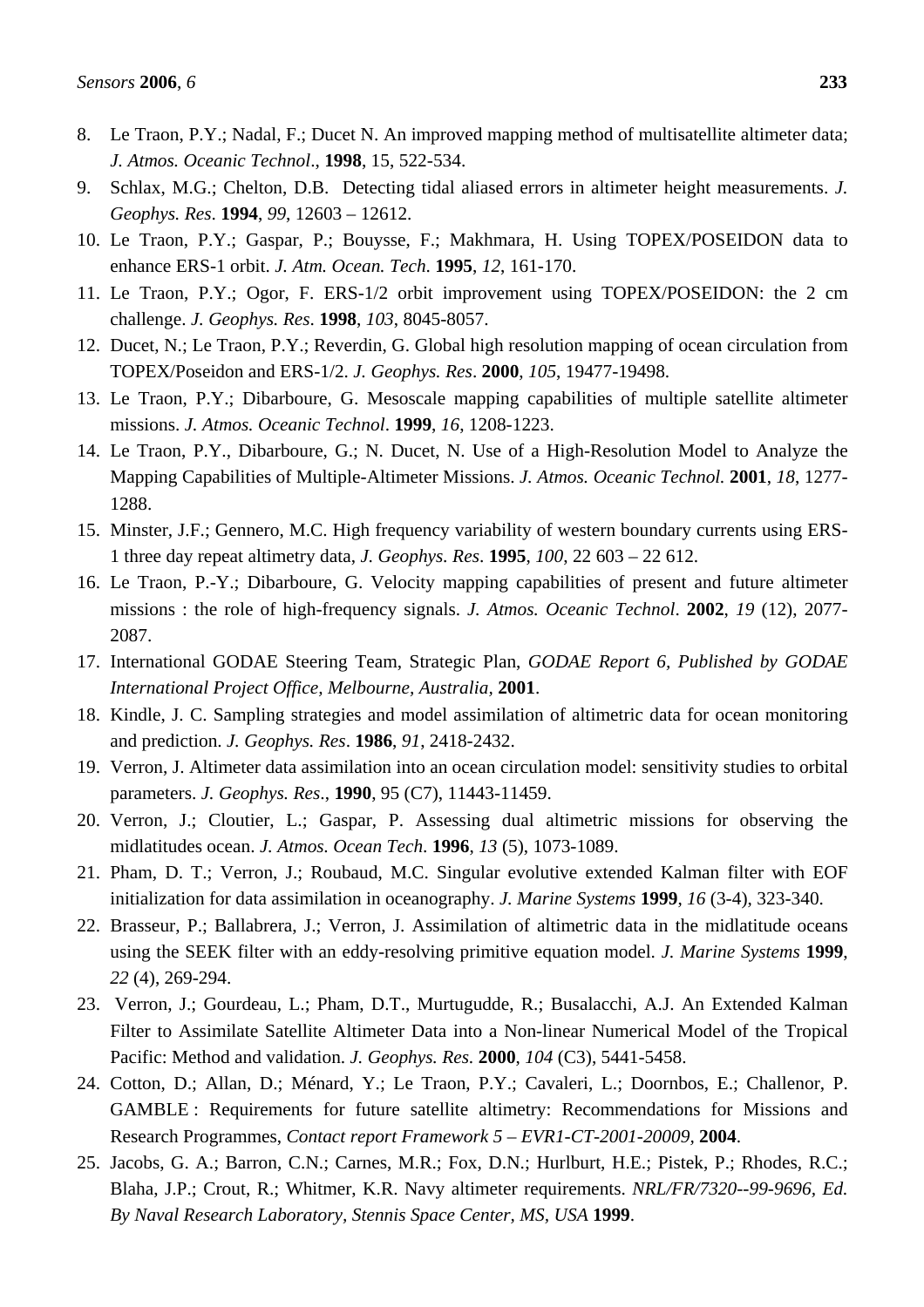8. Le Traon, P.Y.; Nadal, F.; Ducet N. An improved mapping method of multisatellite altimeter data; *J. Atmos. Oceanic Technol*., **1998**, 15, 522-534.
9. Schlax, M.G.; Chelton, D.B. Detecting tidal aliased errors in altimeter height measurements. *J. Geophys. Res*. **1994**, *99*, 12603 – 12612.
10. Le Traon, P.Y.; Gaspar, P.; Bouysse, F.; Makhmara, H. Using TOPEX/POSEIDON data to enhance ERS-1 orbit. *J. Atm. Ocean. Tech*. **1995**, *12*, 161-170.
11. Le Traon, P.Y.; Ogor, F. ERS-1/2 orbit improvement using TOPEX/POSEIDON: the 2 cm challenge. *J. Geophys. Res*. **1998**, *103*, 8045-8057.
12. Ducet, N.; Le Traon, P.Y.; Reverdin, G. Global high resolution mapping of ocean circulation from TOPEX/Poseidon and ERS-1/2. *J. Geophys. Res*. **2000**, *105*, 19477-19498.
13. Le Traon, P.Y.; Dibarboure, G. Mesoscale mapping capabilities of multiple satellite altimeter missions. *J. Atmos. Oceanic Technol*. **1999**, *16*, 1208-1223.
14. Le Traon, P.Y., Dibarboure, G.; N. Ducet, N. Use of a High-Resolution Model to Analyze the Mapping Capabilities of Multiple-Altimeter Missions. *J. Atmos. Oceanic Technol.* **2001**, *18*, 1277-1288.
15. Minster, J.F.; Gennero, M.C. High frequency variability of western boundary currents using ERS-1 three day repeat altimetry data, *J. Geophys. Res*. **1995**, *100*, 22 603 – 22 612.
16. Le Traon, P.-Y.; Dibarboure, G. Velocity mapping capabilities of present and future altimeter missions : the role of high-frequency signals. *J. Atmos. Oceanic Technol*. **2002**, *19* (12), 2077-2087.
17. International GODAE Steering Team, Strategic Plan, *GODAE Report 6, Published by GODAE International Project Office, Melbourne, Australia*, **2001**.
18. Kindle, J. C. Sampling strategies and model assimilation of altimetric data for ocean monitoring and prediction. *J. Geophys. Res*. **1986**, *91*, 2418-2432.
19. Verron, J. Altimeter data assimilation into an ocean circulation model: sensitivity studies to orbital parameters. *J. Geophys. Res*., **1990**, 95 (C7), 11443-11459.
20. Verron, J.; Cloutier, L.; Gaspar, P. Assessing dual altimetric missions for observing the midlatitudes ocean. *J. Atmos. Ocean Tech*. **1996**, *13* (5), 1073-1089.
21. Pham, D. T.; Verron, J.; Roubaud, M.C. Singular evolutive extended Kalman filter with EOF initialization for data assimilation in oceanography. *J. Marine Systems* **1999**, *16* (3-4), 323-340.
22. Brasseur, P.; Ballabrera, J.; Verron, J. Assimilation of altimetric data in the midlatitude oceans using the SEEK filter with an eddy-resolving primitive equation model. *J. Marine Systems* **1999**, *22* (4), 269-294.
23. Verron, J.; Gourdeau, L.; Pham, D.T., Murtugudde, R.; Busalacchi, A.J. An Extended Kalman Filter to Assimilate Satellite Altimeter Data into a Non-linear Numerical Model of the Tropical Pacific: Method and validation. *J. Geophys. Res.* **2000**, *104* (C3), 5441-5458.
24. Cotton, D.; Allan, D.; Ménard, Y.; Le Traon, P.Y.; Cavaleri, L.; Doornbos, E.; Challenor, P. GAMBLE : Requirements for future satellite altimetry: Recommendations for Missions and Research Programmes, *Contact report Framework 5 – EVR1-CT-2001-20009*, **2004**.
25. Jacobs, G. A.; Barron, C.N.; Carnes, M.R.; Fox, D.N.; Hurlburt, H.E.; Pistek, P.; Rhodes, R.C.; Blaha, J.P.; Crout, R.; Whitmer, K.R. Navy altimeter requirements. *NRL/FR/7320--99-9696, Ed. By Naval Research Laboratory, Stennis Space Center, MS, USA* **1999**.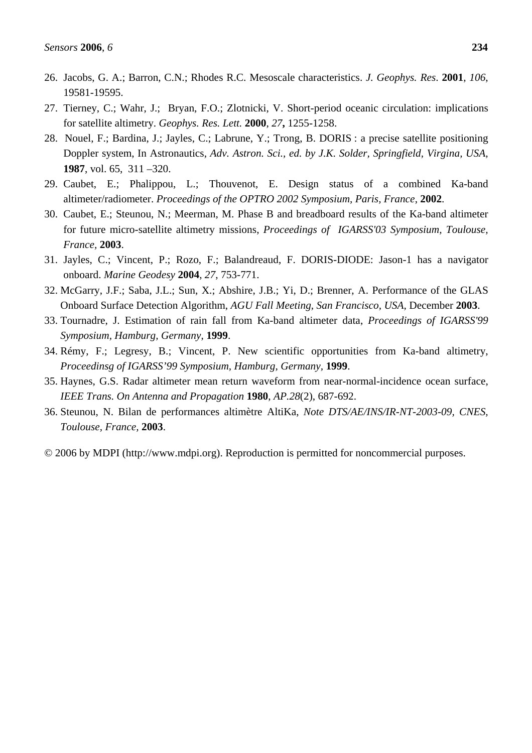26. Jacobs, G. A.; Barron, C.N.; Rhodes R.C. Mesoscale characteristics. *J. Geophys. Res*. **2001**, *106*, 19581-19595.
27. Tierney, C.; Wahr, J.; Bryan, F.O.; Zlotnicki, V. Short-period oceanic circulation: implications for satellite altimetry. *Geophys. Res. Lett.* **2000**, *27***,** 1255-1258.
28. Nouel, F.; Bardina, J.; Jayles, C.; Labrune, Y.; Trong, B. DORIS : a precise satellite positioning Doppler system, In Astronautics, *Adv. Astron. Sci., ed. by J.K. Solder, Springfield, Virgina, USA*, **1987**, vol. 65, 311 –320.
29. Caubet, E.; Phalippou, L.; Thouvenot, E. Design status of a combined Ka-band altimeter/radiometer. *Proceedings of the OPTRO 2002 Symposium, Paris, France*, **2002**.
30. Caubet, E.; Steunou, N.; Meerman, M. Phase B and breadboard results of the Ka-band altimeter for future micro-satellite altimetry missions, *Proceedings of IGARSS'03 Symposium, Toulouse, France*, **2003**.
31. Jayles, C.; Vincent, P.; Rozo, F.; Balandreaud, F. DORIS-DIODE: Jason-1 has a navigator onboard. *Marine Geodesy* **2004**, *27*, 753-771.
32. McGarry, J.F.; Saba, J.L.; Sun, X.; Abshire, J.B.; Yi, D.; Brenner, A. Performance of the GLAS Onboard Surface Detection Algorithm, *AGU Fall Meeting, San Francisco, USA*, December **2003**.
33. Tournadre, J. Estimation of rain fall from Ka-band altimeter data, *Proceedings of IGARSS'99 Symposium, Hamburg, Germany*, **1999**.
34. Rémy, F.; Legresy, B.; Vincent, P. New scientific opportunities from Ka-band altimetry, *Proceedinsg of IGARSS'99 Symposium, Hamburg, Germany,* **1999**.
35. Haynes, G.S. Radar altimeter mean return waveform from near-normal-incidence ocean surface, *IEEE Trans. On Antenna and Propagation* **1980**, *AP.28*(2), 687-692.
36. Steunou, N. Bilan de performances altimètre AltiKa, *Note DTS/AE/INS/IR-NT-2003-09, CNES, Toulouse, France*, **2003**.

© 2006 by MDPI (http://www.mdpi.org). Reproduction is permitted for noncommercial purposes.